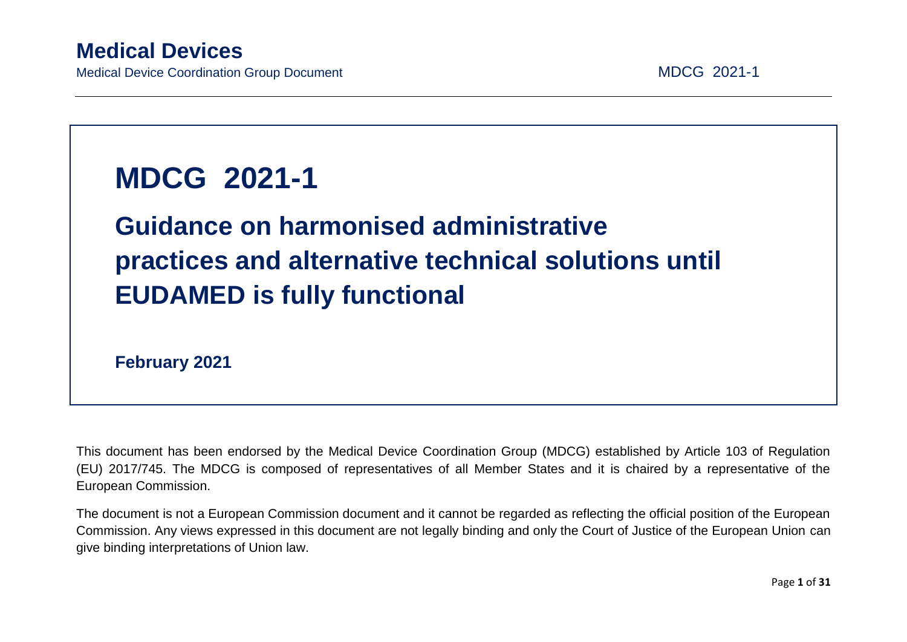# Medical Devices

Medical Device Coordination Group Document MDCG 2021-1

# MDCG 2021-1

## Guidance on harmonised administrative practices and alternative technical solutions until EUDAMED is fully functional

**February 2021**

This document has been endorsed by the Medical Device Coordination Group (MDCG) established by Article 103 of Regulation (EU) 2017/745. The MDCG is composed of representatives of all Member States and it is chaired by a representative of the European Commission.

The document is not a European Commission document and it cannot be regarded as reflecting the official position of the European Commission. Any views expressed in this document are not legally binding and only the Court of Justice of the European Union can give binding interpretations of Union law.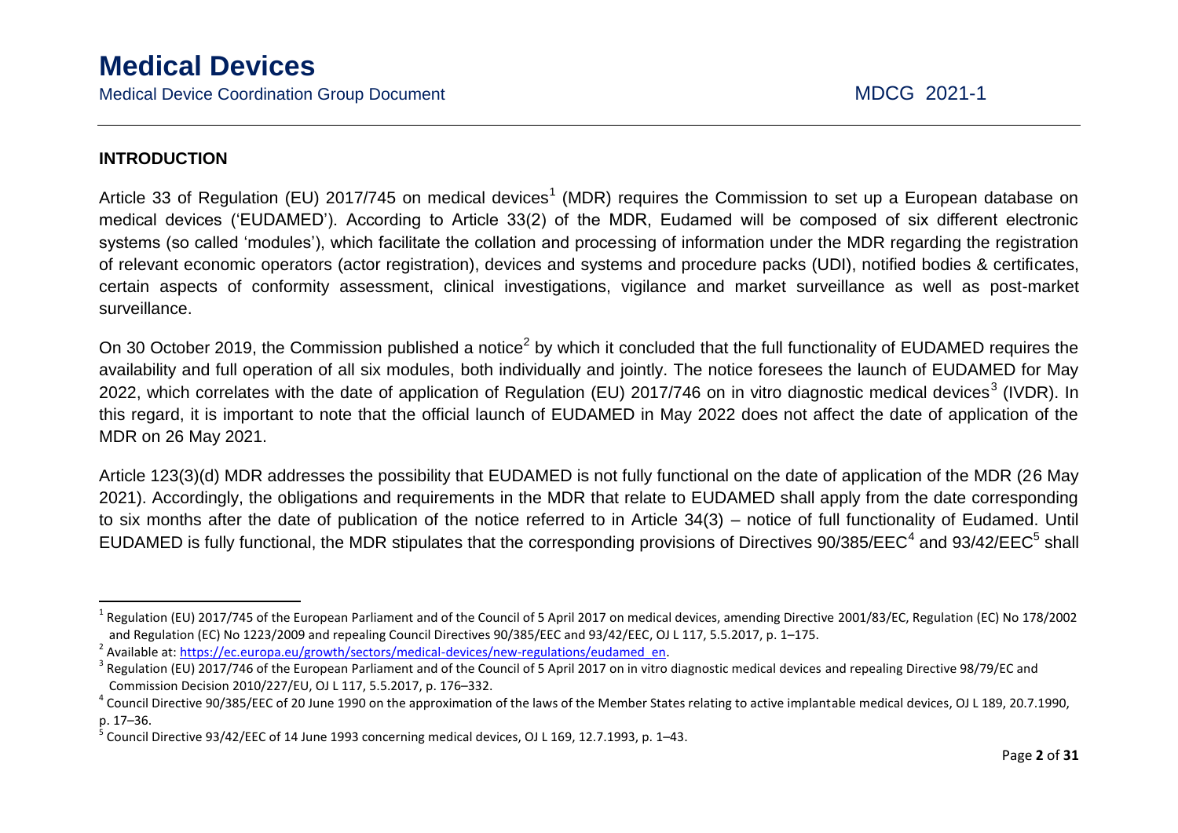## INTRODUCTION

Article 33 of Regulation (EU) 2017/745 on medical devices[1] (MDR) requires the Commission to set up a European database on medical devices ('EUDAMED'). According to Article 33(2) of the MDR, Eudamed will be composed of six different electronic systems (so called 'modules'), which facilitate the collation and processing of information under the MDR regarding the registration of relevant economic operators (actor registration), devices and systems and procedure packs (UDI), notified bodies & certificates, certain aspects of conformity assessment, clinical investigations, vigilance and market surveillance as well as post-market surveillance.

On 30 October 2019, the Commission published a notice[2] by which it concluded that the full functionality of EUDAMED requires the availability and full operation of all six modules, both individually and jointly. The notice foresees the launch of EUDAMED for May 2022, which correlates with the date of application of Regulation (EU) 2017/746 on in vitro diagnostic medical devices[3] (IVDR). In this regard, it is important to note that the official launch of EUDAMED in May 2022 does not affect the date of application of the MDR on 26 May 2021.

Article 123(3)(d) MDR addresses the possibility that EUDAMED is not fully functional on the date of application of the MDR (26 May 2021). Accordingly, the obligations and requirements in the MDR that relate to EUDAMED shall apply from the date corresponding to six months after the date of publication of the notice referred to in Article 34(3) – notice of full functionality of Eudamed. Until EUDAMED is fully functional, the MDR stipulates that the corresponding provisions of Directives 90/385/EEC[4] and 93/42/EEC[5] shall

---

[1] Regulation (EU) 2017/745 of the European Parliament and of the Council of 5 April 2017 on medical devices, amending Directive 2001/83/EC, Regulation (EC) No 178/2002 and Regulation (EC) No 1223/2009 and repealing Council Directives 90/385/EEC and 93/42/EEC, OJ L 117, 5.5.2017, p. 1–175.

[2] Available at: https://ec.europa.eu/growth/sectors/medical-devices/new-regulations/eudamed_en.

[3] Regulation (EU) 2017/746 of the European Parliament and of the Council of 5 April 2017 on in vitro diagnostic medical devices and repealing Directive 98/79/EC and Commission Decision 2010/227/EU, OJ L 117, 5.5.2017, p. 176–332.

[4] Council Directive 90/385/EEC of 20 June 1990 on the approximation of the laws of the Member States relating to active implantable medical devices, OJ L 189, 20.7.1990, p. 17–36.

[5] Council Directive 93/42/EEC of 14 June 1993 concerning medical devices, OJ L 169, 12.7.1993, p. 1–43.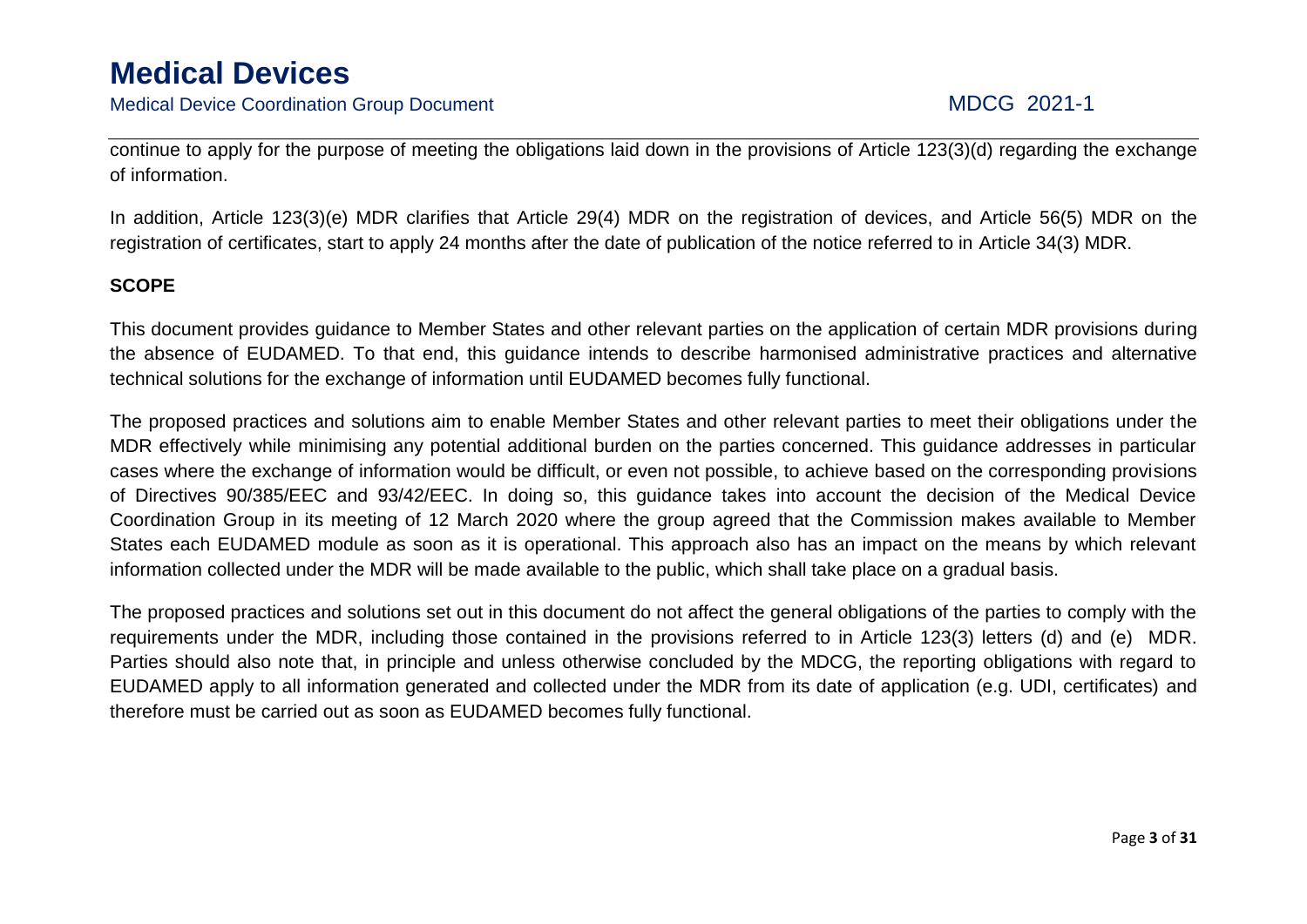continue to apply for the purpose of meeting the obligations laid down in the provisions of Article 123(3)(d) regarding the exchange of information.

In addition, Article 123(3)(e) MDR clarifies that Article 29(4) MDR on the registration of devices, and Article 56(5) MDR on the registration of certificates, start to apply 24 months after the date of publication of the notice referred to in Article 34(3) MDR.

**SCOPE**

This document provides guidance to Member States and other relevant parties on the application of certain MDR provisions during the absence of EUDAMED. To that end, this guidance intends to describe harmonised administrative practices and alternative technical solutions for the exchange of information until EUDAMED becomes fully functional.

The proposed practices and solutions aim to enable Member States and other relevant parties to meet their obligations under the MDR effectively while minimising any potential additional burden on the parties concerned. This guidance addresses in particular cases where the exchange of information would be difficult, or even not possible, to achieve based on the corresponding provisions of Directives 90/385/EEC and 93/42/EEC. In doing so, this guidance takes into account the decision of the Medical Device Coordination Group in its meeting of 12 March 2020 where the group agreed that the Commission makes available to Member States each EUDAMED module as soon as it is operational. This approach also has an impact on the means by which relevant information collected under the MDR will be made available to the public, which shall take place on a gradual basis.

The proposed practices and solutions set out in this document do not affect the general obligations of the parties to comply with the requirements under the MDR, including those contained in the provisions referred to in Article 123(3) letters (d) and (e) MDR. Parties should also note that, in principle and unless otherwise concluded by the MDCG, the reporting obligations with regard to EUDAMED apply to all information generated and collected under the MDR from its date of application (e.g. UDI, certificates) and therefore must be carried out as soon as EUDAMED becomes fully functional.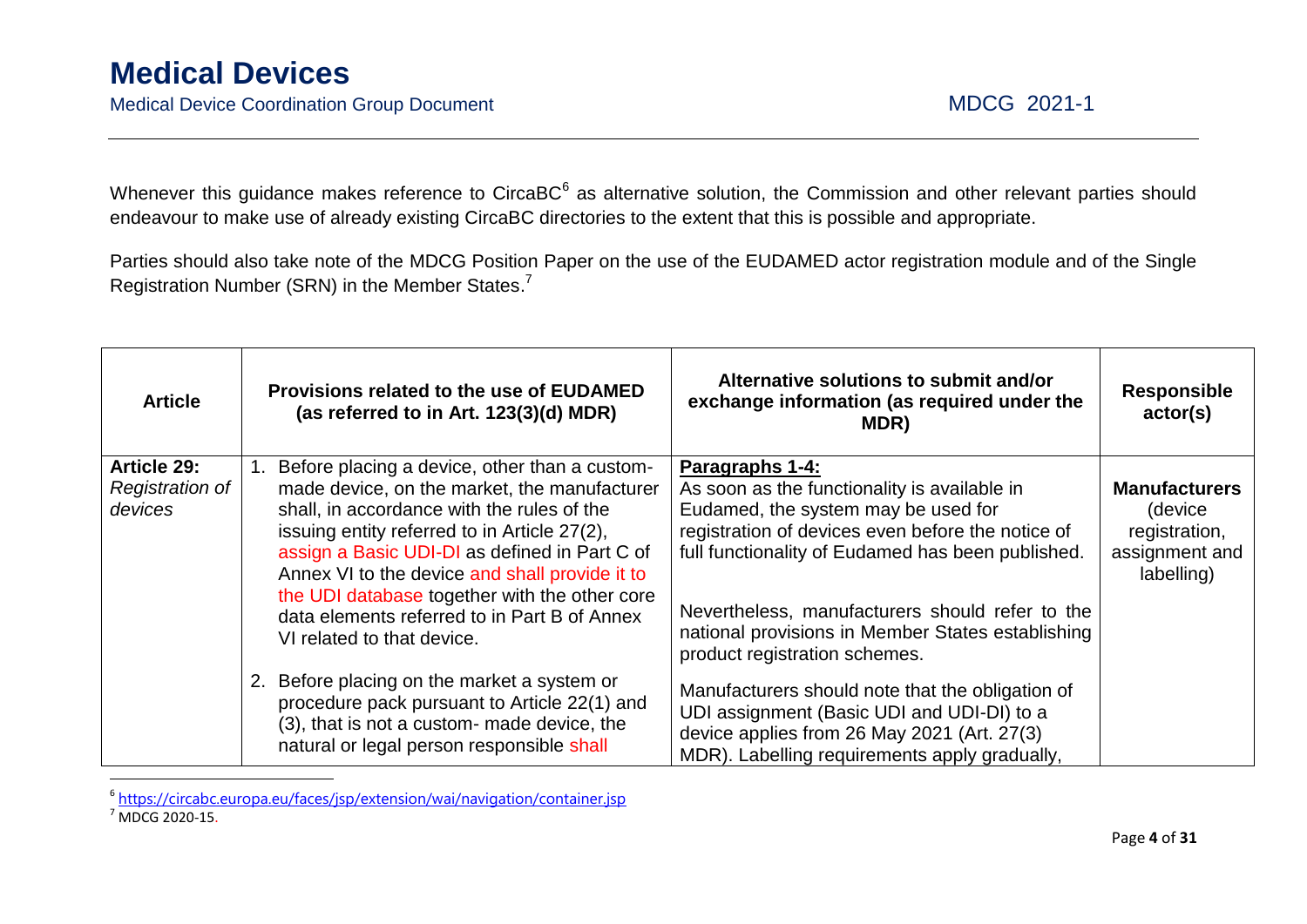Whenever this guidance makes reference to CircaBC[6] as alternative solution, the Commission and other relevant parties should endeavour to make use of already existing CircaBC directories to the extent that this is possible and appropriate.

Parties should also take note of the MDCG Position Paper on the use of the EUDAMED actor registration module and of the Single Registration Number (SRN) in the Member States.[7]

| Article | Provisions related to the use of EUDAMED (as referred to in Art. 123(3)(d) MDR) | Alternative solutions to submit and/or exchange information (as required under the MDR) | Responsible actor(s) |
|---|---|---|---|
| **Article 29:** *Registration of devices* | 1. Before placing a device, other than a custom-made device, on the market, the manufacturer shall, in accordance with the rules of the issuing entity referred to in Article 27(2), assign a Basic UDI-DI as defined in Part C of Annex VI to the device and shall provide it to the UDI database together with the other core data elements referred to in Part B of Annex VI related to that device.<br><br>2. Before placing on the market a system or procedure pack pursuant to Article 22(1) and (3), that is not a custom- made device, the natural or legal person responsible shall | **Paragraphs 1-4:**<br>As soon as the functionality is available in Eudamed, the system may be used for registration of devices even before the notice of full functionality of Eudamed has been published.<br><br>Nevertheless, manufacturers should refer to the national provisions in Member States establishing product registration schemes.<br><br>Manufacturers should note that the obligation of UDI assignment (Basic UDI and UDI-DI) to a device applies from 26 May 2021 (Art. 27(3) MDR). Labelling requirements apply gradually, | **Manufacturers** (device registration, assignment and labelling) |

[6] https://circabc.europa.eu/faces/jsp/extension/wai/navigation/container.jsp

[7] MDCG 2020-15.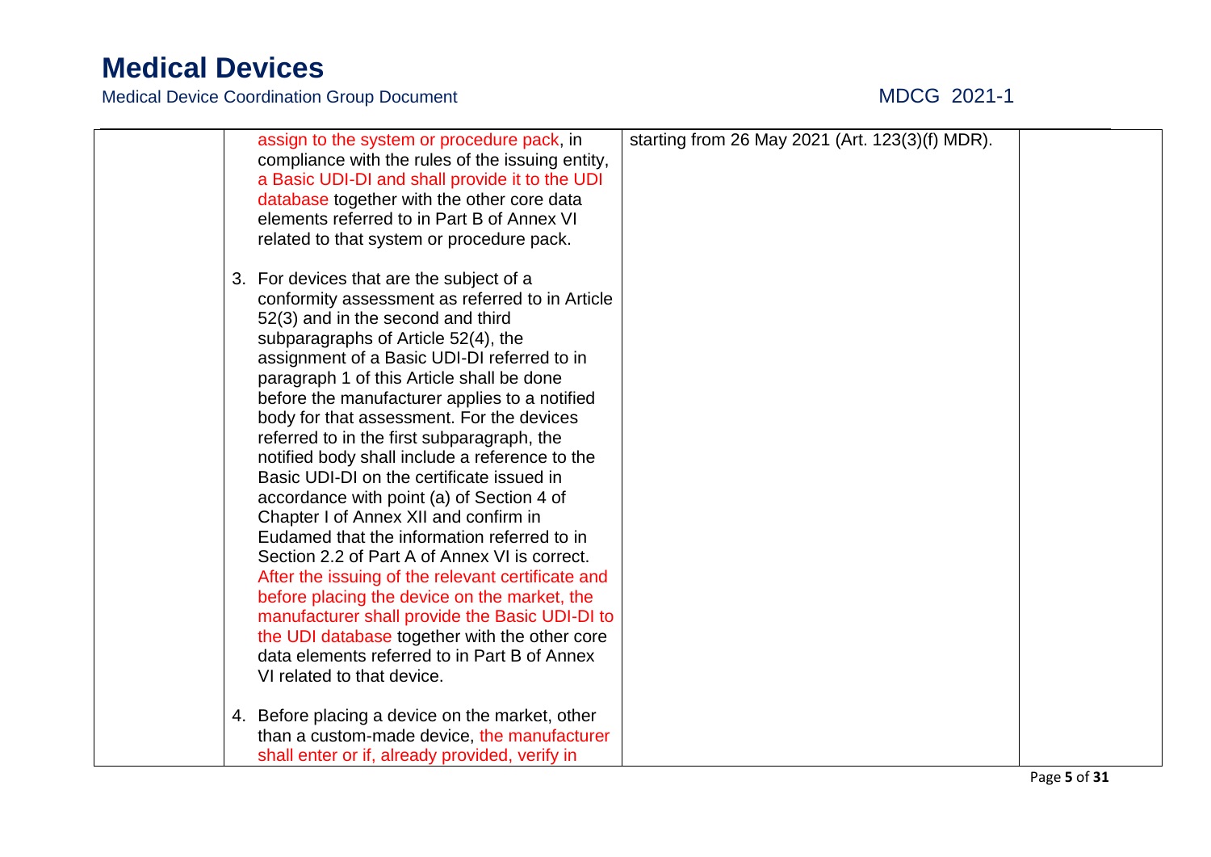| | | | |
|---|---|---|---|
| | assign to the system or procedure pack, in compliance with the rules of the issuing entity, a Basic UDI-DI and shall provide it to the UDI database together with the other core data elements referred to in Part B of Annex VI related to that system or procedure pack.<br><br>3. For devices that are the subject of a conformity assessment as referred to in Article 52(3) and in the second and third subparagraphs of Article 52(4), the assignment of a Basic UDI-DI referred to in paragraph 1 of this Article shall be done before the manufacturer applies to a notified body for that assessment. For the devices referred to in the first subparagraph, the notified body shall include a reference to the Basic UDI-DI on the certificate issued in accordance with point (a) of Section 4 of Chapter I of Annex XII and confirm in Eudamed that the information referred to in Section 2.2 of Part A of Annex VI is correct. After the issuing of the relevant certificate and before placing the device on the market, the manufacturer shall provide the Basic UDI-DI to the UDI database together with the other core data elements referred to in Part B of Annex VI related to that device.<br><br>4. Before placing a device on the market, other than a custom-made device, the manufacturer shall enter or if, already provided, verify in | starting from 26 May 2021 (Art. 123(3)(f) MDR). | |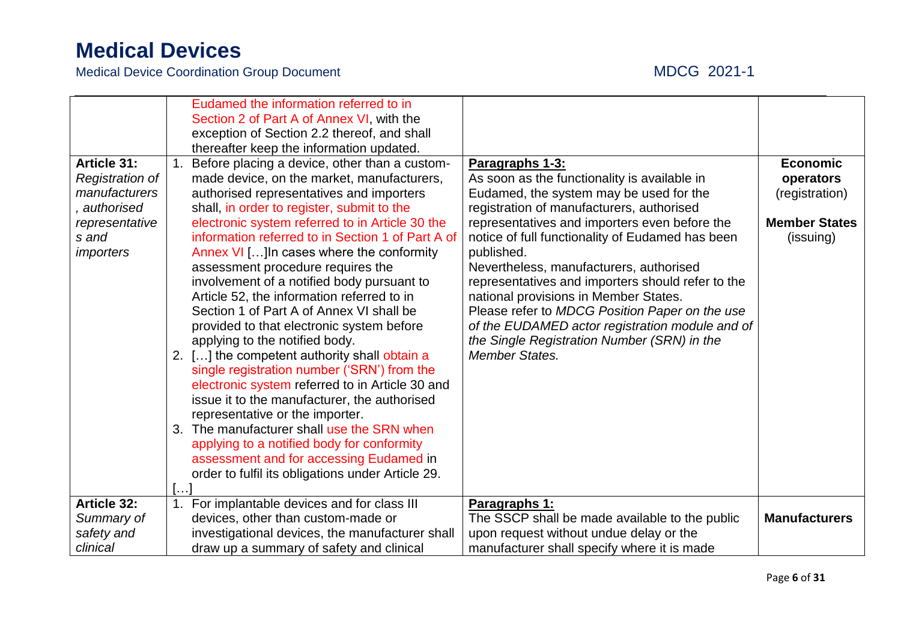| | | | |
|---|---|---|---|
| | Eudamed the information referred to in Section 2 of Part A of Annex VI, with the exception of Section 2.2 thereof, and shall thereafter keep the information updated. | | |
| **Article 31:** *Registration of manufacturers, authorised representatives and importers* | 1. Before placing a device, other than a custom-made device, on the market, manufacturers, authorised representatives and importers shall, in order to register, submit to the electronic system referred to in Article 30 the information referred to in Section 1 of Part A of Annex VI […]In cases where the conformity assessment procedure requires the involvement of a notified body pursuant to Article 52, the information referred to in Section 1 of Part A of Annex VI shall be provided to that electronic system before applying to the notified body.<br>2. […] the competent authority shall obtain a single registration number ('SRN') from the electronic system referred to in Article 30 and issue it to the manufacturer, the authorised representative or the importer.<br>3. The manufacturer shall use the SRN when applying to a notified body for conformity assessment and for accessing Eudamed in order to fulfil its obligations under Article 29.<br>[…] | **Paragraphs 1-3:**<br>As soon as the functionality is available in Eudamed, the system may be used for the registration of manufacturers, authorised representatives and importers even before the notice of full functionality of Eudamed has been published.<br>Nevertheless, manufacturers, authorised representatives and importers should refer to the national provisions in Member States.<br>Please refer to *MDCG Position Paper on the use of the EUDAMED actor registration module and of the Single Registration Number (SRN) in the Member States.* | **Economic operators** (registration)<br><br>**Member States** (issuing) |
| **Article 32:** *Summary of safety and clinical* | 1. For implantable devices and for class III devices, other than custom-made or investigational devices, the manufacturer shall draw up a summary of safety and clinical | **Paragraphs 1:**<br>The SSCP shall be made available to the public upon request without undue delay or the manufacturer shall specify where it is made | **Manufacturers** |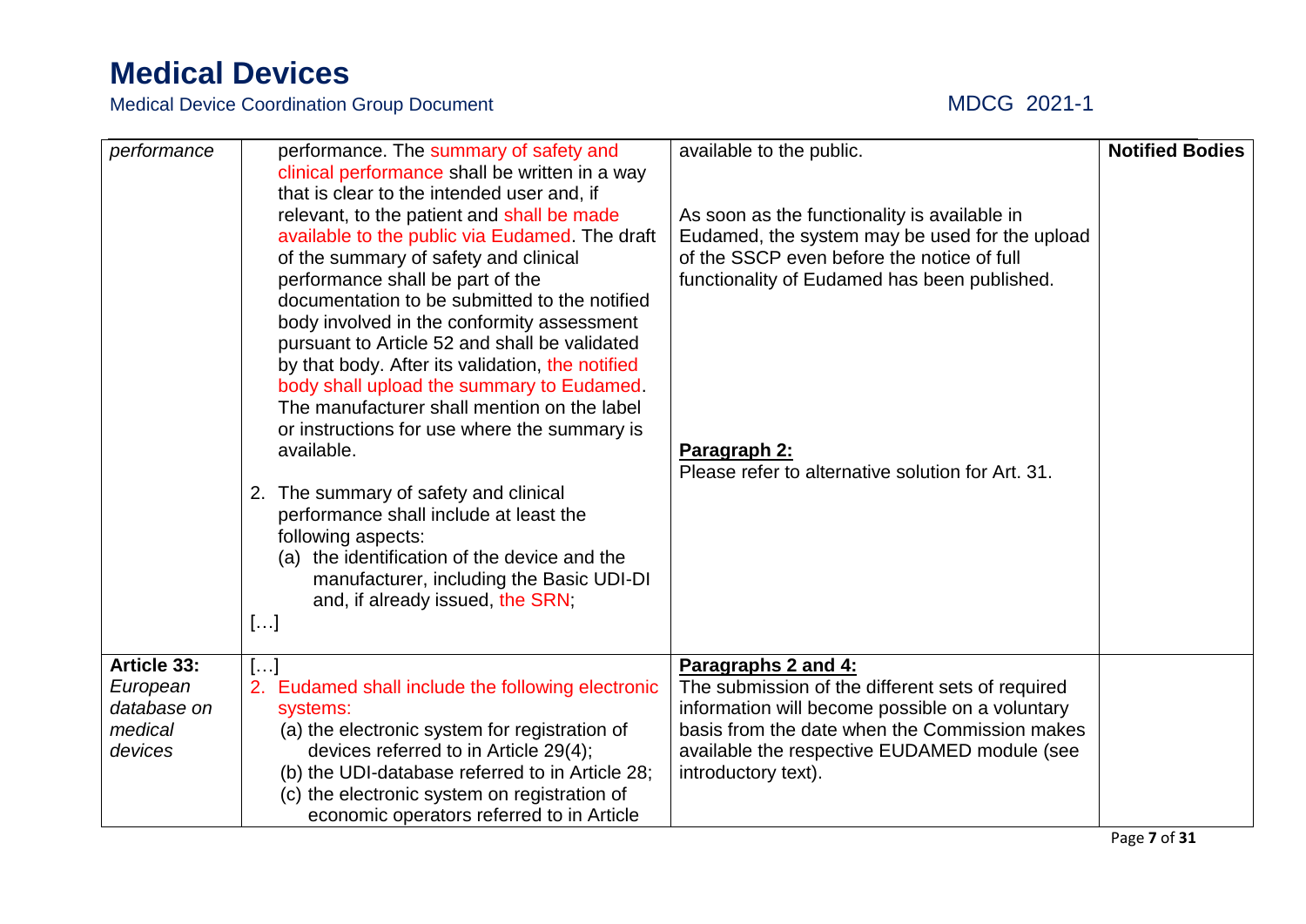| | | | |
|---|---|---|---|
| *performance* | performance. The summary of safety and clinical performance shall be written in a way that is clear to the intended user and, if relevant, to the patient and shall be made available to the public via Eudamed. The draft of the summary of safety and clinical performance shall be part of the documentation to be submitted to the notified body involved in the conformity assessment pursuant to Article 52 and shall be validated by that body. After its validation, the notified body shall upload the summary to Eudamed. The manufacturer shall mention on the label or instructions for use where the summary is available.<br><br>2. The summary of safety and clinical performance shall include at least the following aspects:<br>(a) the identification of the device and the manufacturer, including the Basic UDI-DI and, if already issued, the SRN;<br>[…] | available to the public.<br><br>As soon as the functionality is available in Eudamed, the system may be used for the upload of the SSCP even before the notice of full functionality of Eudamed has been published.<br><br>**Paragraph 2:**<br>Please refer to alternative solution for Art. 31. | **Notified Bodies** |
| **Article 33:** *European database on medical devices* | […]<br>2. Eudamed shall include the following electronic systems:<br>(a) the electronic system for registration of devices referred to in Article 29(4);<br>(b) the UDI-database referred to in Article 28;<br>(c) the electronic system on registration of economic operators referred to in Article | **Paragraphs 2 and 4:**<br>The submission of the different sets of required information will become possible on a voluntary basis from the date when the Commission makes available the respective EUDAMED module (see introductory text). | |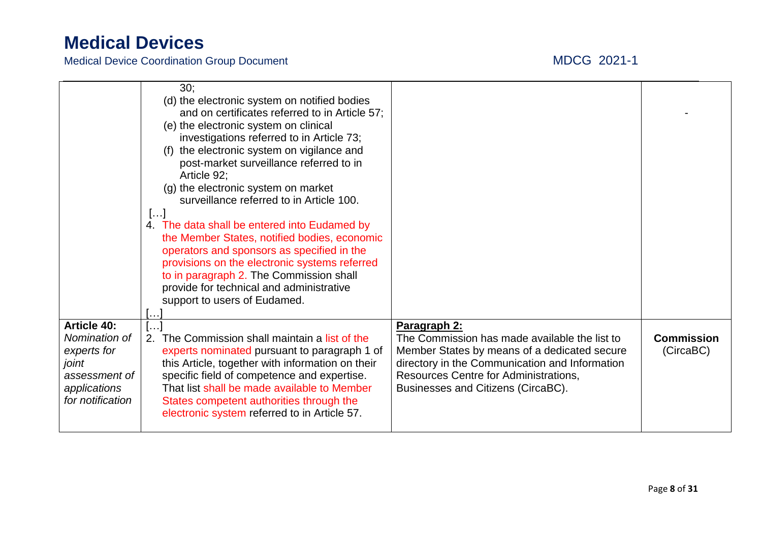| | | | |
|---|---|---|---|
| | 30;<br>(d) the electronic system on notified bodies and on certificates referred to in Article 57;<br>(e) the electronic system on clinical investigations referred to in Article 73;<br>(f) the electronic system on vigilance and post-market surveillance referred to in Article 92;<br>(g) the electronic system on market surveillance referred to in Article 100.<br>[…]<br>4. The data shall be entered into Eudamed by the Member States, notified bodies, economic operators and sponsors as specified in the provisions on the electronic systems referred to in paragraph 2. The Commission shall provide for technical and administrative support to users of Eudamed.<br>[…] | | - |
| **Article 40:** *Nomination of experts for joint assessment of applications for notification* | […]<br>2. The Commission shall maintain a list of the experts nominated pursuant to paragraph 1 of this Article, together with information on their specific field of competence and expertise. That list shall be made available to Member States competent authorities through the electronic system referred to in Article 57. | **Paragraph 2:**<br>The Commission has made available the list to Member States by means of a dedicated secure directory in the Communication and Information Resources Centre for Administrations, Businesses and Citizens (CircaBC). | **Commission** (CircaBC) |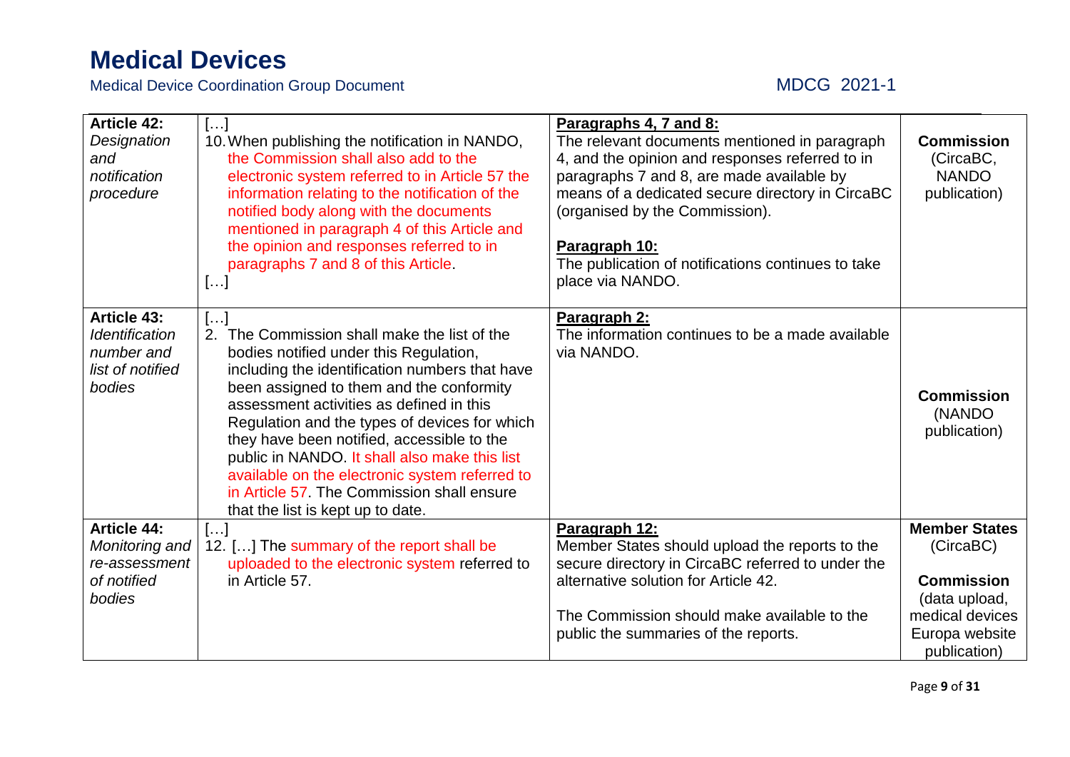| Article 42: *Designation and notification procedure* | […]<br>10. When publishing the notification in NANDO, the Commission shall also add to the electronic system referred to in Article 57 the information relating to the notification of the notified body along with the documents mentioned in paragraph 4 of this Article and the opinion and responses referred to in paragraphs 7 and 8 of this Article.<br>[…] | **Paragraphs 4, 7 and 8:**<br>The relevant documents mentioned in paragraph 4, and the opinion and responses referred to in paragraphs 7 and 8, are made available by means of a dedicated secure directory in CircaBC (organised by the Commission).<br><br>**Paragraph 10:**<br>The publication of notifications continues to take place via NANDO. | **Commission** (CircaBC, NANDO publication) |
|---|---|---|---|
| **Article 43:** *Identification number and list of notified bodies* | […]<br>2. The Commission shall make the list of the bodies notified under this Regulation, including the identification numbers that have been assigned to them and the conformity assessment activities as defined in this Regulation and the types of devices for which they have been notified, accessible to the public in NANDO. It shall also make this list available on the electronic system referred to in Article 57. The Commission shall ensure that the list is kept up to date. | **Paragraph 2:**<br>The information continues to be a made available via NANDO. | **Commission** (NANDO publication) |
| **Article 44:** *Monitoring and re-assessment of notified bodies* | […]<br>12. […] The summary of the report shall be uploaded to the electronic system referred to in Article 57. | **Paragraph 12:**<br>Member States should upload the reports to the secure directory in CircaBC referred to under the alternative solution for Article 42.<br><br>The Commission should make available to the public the summaries of the reports. | **Member States** (CircaBC)<br><br>**Commission** (data upload, medical devices Europa website publication) |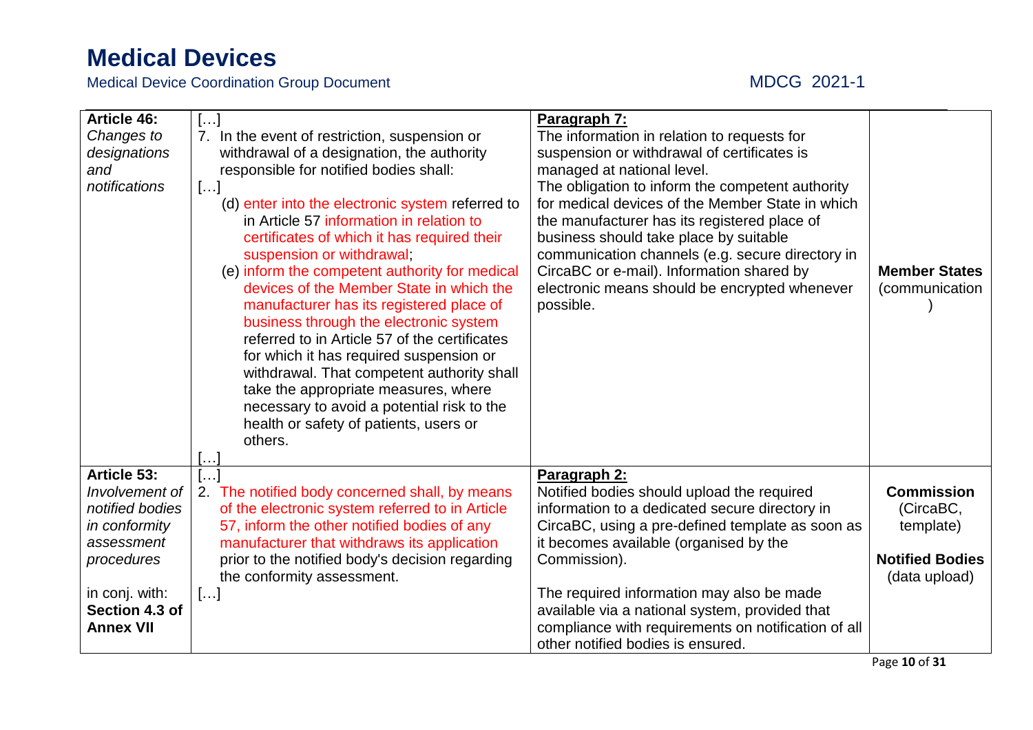| Article 46: *Changes to designations and notifications* | […] 7. In the event of restriction, suspension or withdrawal of a designation, the authority responsible for notified bodies shall: […] (d) enter into the electronic system referred to in Article 57 information in relation to certificates of which it has required their suspension or withdrawal; (e) inform the competent authority for medical devices of the Member State in which the manufacturer has its registered place of business through the electronic system referred to in Article 57 of the certificates for which it has required suspension or withdrawal. That competent authority shall take the appropriate measures, where necessary to avoid a potential risk to the health or safety of patients, users or others. […] | **Paragraph 7:** The information in relation to requests for suspension or withdrawal of certificates is managed at national level. The obligation to inform the competent authority for medical devices of the Member State in which the manufacturer has its registered place of business should take place by suitable communication channels (e.g. secure directory in CircaBC or e-mail). Information shared by electronic means should be encrypted whenever possible. | **Member States** (communication) |
|---|---|---|---|
| **Article 53:** *Involvement of notified bodies in conformity assessment procedures* in conj. with: **Section 4.3 of Annex VII** | […] 2. The notified body concerned shall, by means of the electronic system referred to in Article 57, inform the other notified bodies of any manufacturer that withdraws its application prior to the notified body's decision regarding the conformity assessment. […] | **Paragraph 2:** Notified bodies should upload the required information to a dedicated secure directory in CircaBC, using a pre-defined template as soon as it becomes available (organised by the Commission). The required information may also be made available via a national system, provided that compliance with requirements on notification of all other notified bodies is ensured. | **Commission** (CircaBC, template) **Notified Bodies** (data upload) |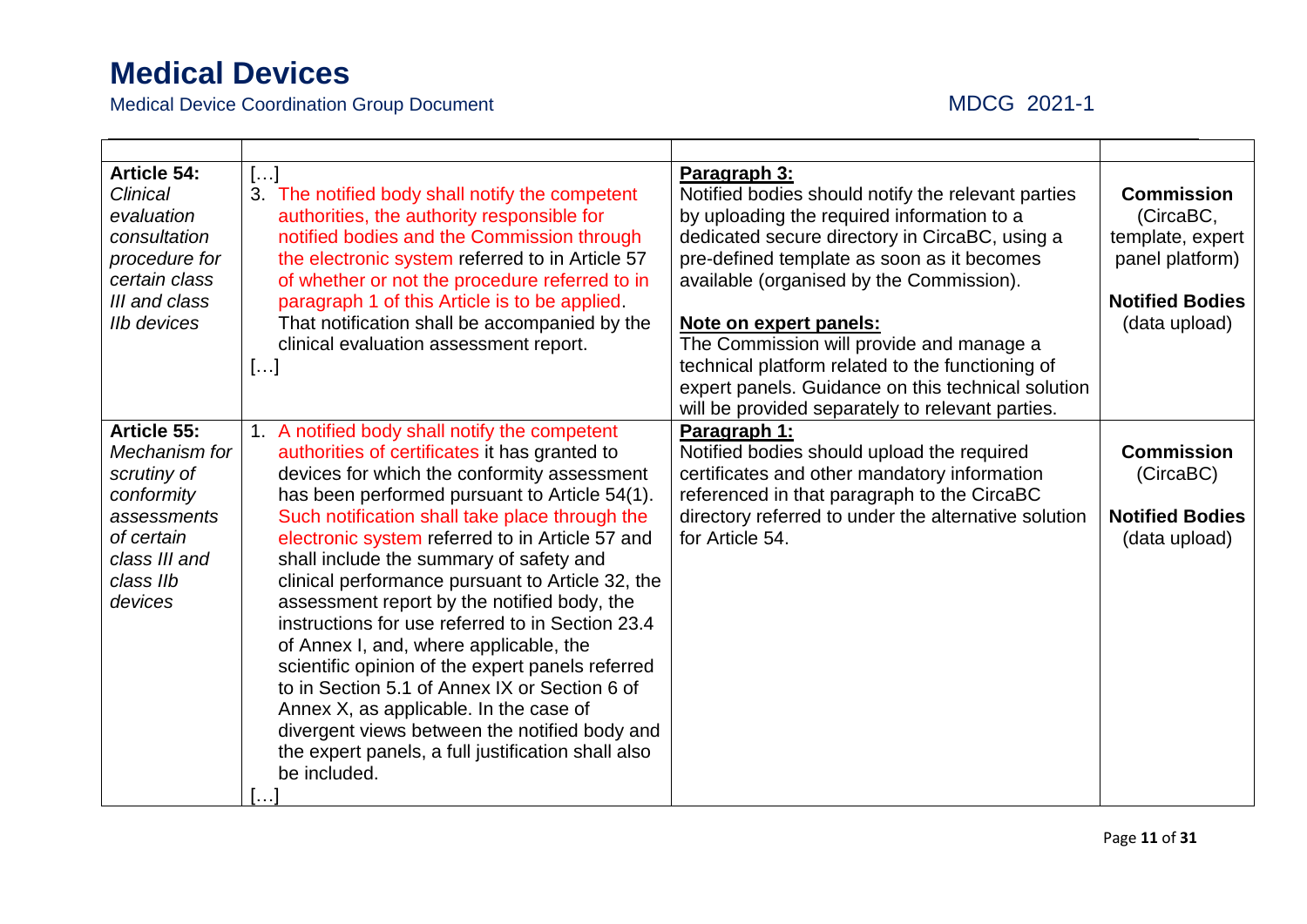| | | | |
|---|---|---|---|
| **Article 54:** *Clinical evaluation consultation procedure for certain class III and class IIb devices* | […] 3. The notified body shall notify the competent authorities, the authority responsible for notified bodies and the Commission through the electronic system referred to in Article 57 of whether or not the procedure referred to in paragraph 1 of this Article is to be applied. That notification shall be accompanied by the clinical evaluation assessment report. […] | **Paragraph 3:** Notified bodies should notify the relevant parties by uploading the required information to a dedicated secure directory in CircaBC, using a pre-defined template as soon as it becomes available (organised by the Commission). **Note on expert panels:** The Commission will provide and manage a technical platform related to the functioning of expert panels. Guidance on this technical solution will be provided separately to relevant parties. | **Commission** (CircaBC, template, expert panel platform) **Notified Bodies** (data upload) |
| **Article 55:** *Mechanism for scrutiny of conformity assessments of certain class III and class IIb devices* | 1. A notified body shall notify the competent authorities of certificates it has granted to devices for which the conformity assessment has been performed pursuant to Article 54(1). Such notification shall take place through the electronic system referred to in Article 57 and shall include the summary of safety and clinical performance pursuant to Article 32, the assessment report by the notified body, the instructions for use referred to in Section 23.4 of Annex I, and, where applicable, the scientific opinion of the expert panels referred to in Section 5.1 of Annex IX or Section 6 of Annex X, as applicable. In the case of divergent views between the notified body and the expert panels, a full justification shall also be included. […] | **Paragraph 1:** Notified bodies should upload the required certificates and other mandatory information referenced in that paragraph to the CircaBC directory referred to under the alternative solution for Article 54. | **Commission** (CircaBC) **Notified Bodies** (data upload) |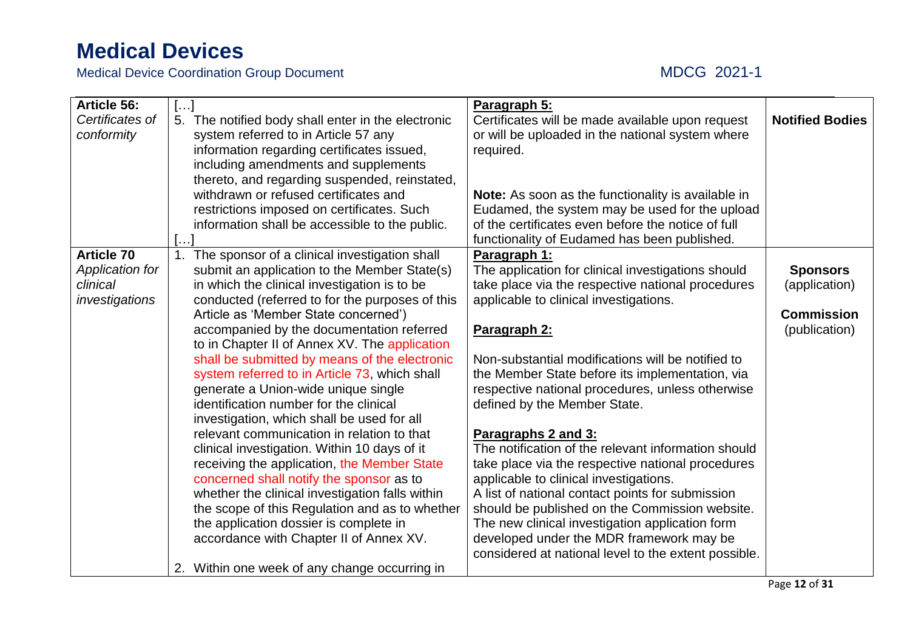| Article 56: *Certificates of conformity* | […] 5. The notified body shall enter in the electronic system referred to in Article 57 any information regarding certificates issued, including amendments and supplements thereto, and regarding suspended, reinstated, withdrawn or refused certificates and restrictions imposed on certificates. Such information shall be accessible to the public. […] | <u>**Paragraph 5:**</u> Certificates will be made available upon request or will be uploaded in the national system where required. **Note:** As soon as the functionality is available in Eudamed, the system may be used for the upload of the certificates even before the notice of full functionality of Eudamed has been published. | **Notified Bodies** |
|---|---|---|---|
| **Article 70** *Application for clinical investigations* | 1. The sponsor of a clinical investigation shall submit an application to the Member State(s) in which the clinical investigation is to be conducted (referred to for the purposes of this Article as 'Member State concerned') accompanied by the documentation referred to in Chapter II of Annex XV. The application shall be submitted by means of the electronic system referred to in Article 73, which shall generate a Union-wide unique single identification number for the clinical investigation, which shall be used for all relevant communication in relation to that clinical investigation. Within 10 days of it receiving the application, the Member State concerned shall notify the sponsor as to whether the clinical investigation falls within the scope of this Regulation and as to whether the application dossier is complete in accordance with Chapter II of Annex XV. 2. Within one week of any change occurring in | <u>**Paragraph 1:**</u> The application for clinical investigations should take place via the respective national procedures applicable to clinical investigations. <u>**Paragraph 2:**</u> Non-substantial modifications will be notified to the Member State before its implementation, via respective national procedures, unless otherwise defined by the Member State. <u>**Paragraphs 2 and 3:**</u> The notification of the relevant information should take place via the respective national procedures applicable to clinical investigations. A list of national contact points for submission should be published on the Commission website. The new clinical investigation application form developed under the MDR framework may be considered at national level to the extent possible. | **Sponsors** (application) **Commission** (publication) |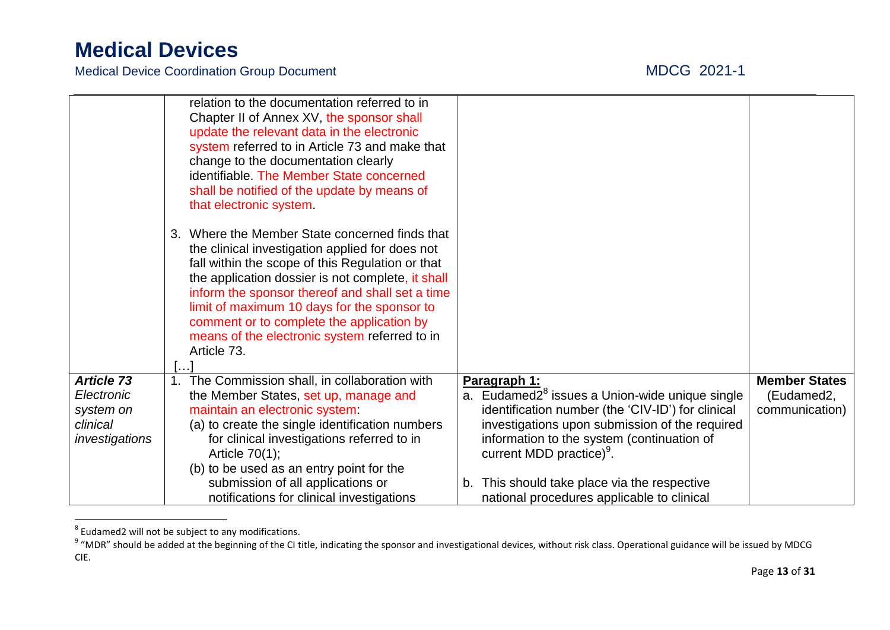| | | | |
|---|---|---|---|
| | relation to the documentation referred to in Chapter II of Annex XV, the sponsor shall update the relevant data in the electronic system referred to in Article 73 and make that change to the documentation clearly identifiable. The Member State concerned shall be notified of the update by means of that electronic system.<br><br>3. Where the Member State concerned finds that the clinical investigation applied for does not fall within the scope of this Regulation or that the application dossier is not complete, it shall inform the sponsor thereof and shall set a time limit of maximum 10 days for the sponsor to comment or to complete the application by means of the electronic system referred to in Article 73.<br>[…] | | |
| ***Article 73*** *Electronic system on clinical investigations* | 1. The Commission shall, in collaboration with the Member States, set up, manage and maintain an electronic system:<br>(a) to create the single identification numbers for clinical investigations referred to in Article 70(1);<br>(b) to be used as an entry point for the submission of all applications or notifications for clinical investigations | **Paragraph 1:**<br>a. Eudamed2[8] issues a Union-wide unique single identification number (the 'CIV-ID') for clinical investigations upon submission of the required information to the system (continuation of current MDD practice)[9].<br><br>b. This should take place via the respective national procedures applicable to clinical | **Member States** (Eudamed2, communication) |

[8] Eudamed2 will not be subject to any modifications.

[9] "MDR" should be added at the beginning of the CI title, indicating the sponsor and investigational devices, without risk class. Operational guidance will be issued by MDCG CIE.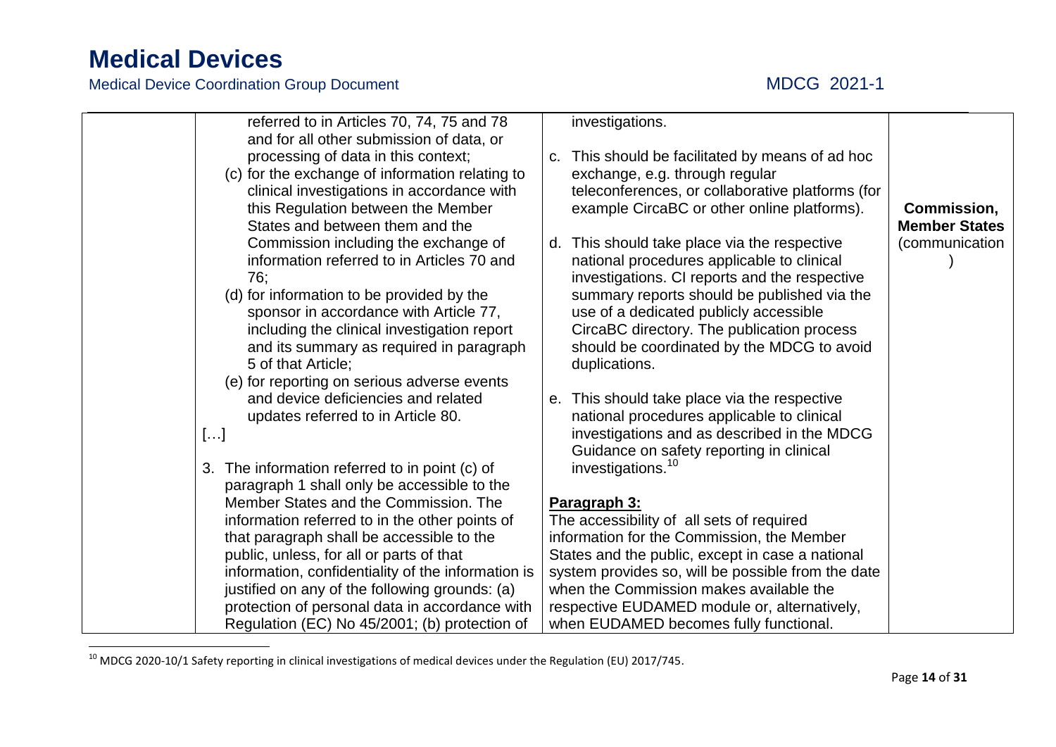| | | | |
|---|---|---|---|
| | referred to in Articles 70, 74, 75 and 78 and for all other submission of data, or processing of data in this context;<br>(c) for the exchange of information relating to clinical investigations in accordance with this Regulation between the Member States and between them and the Commission including the exchange of information referred to in Articles 70 and 76;<br>(d) for information to be provided by the sponsor in accordance with Article 77, including the clinical investigation report and its summary as required in paragraph 5 of that Article;<br>(e) for reporting on serious adverse events and device deficiencies and related updates referred to in Article 80.<br>[…]<br>3. The information referred to in point (c) of paragraph 1 shall only be accessible to the Member States and the Commission. The information referred to in the other points of that paragraph shall be accessible to the public, unless, for all or parts of that information, confidentiality of the information is justified on any of the following grounds: (a) protection of personal data in accordance with Regulation (EC) No 45/2001; (b) protection of | investigations.<br>c. This should be facilitated by means of ad hoc exchange, e.g. through regular teleconferences, or collaborative platforms (for example CircaBC or other online platforms).<br>d. This should take place via the respective national procedures applicable to clinical investigations. CI reports and the respective summary reports should be published via the use of a dedicated publicly accessible CircaBC directory. The publication process should be coordinated by the MDCG to avoid duplications.<br>e. This should take place via the respective national procedures applicable to clinical investigations and as described in the MDCG Guidance on safety reporting in clinical investigations.[10]<br>**Paragraph 3:**<br>The accessibility of all sets of required information for the Commission, the Member States and the public, except in case a national system provides so, will be possible from the date when the Commission makes available the respective EUDAMED module or, alternatively, when EUDAMED becomes fully functional. | **Commission, Member States** (communication) |

[10] MDCG 2020-10/1 Safety reporting in clinical investigations of medical devices under the Regulation (EU) 2017/745.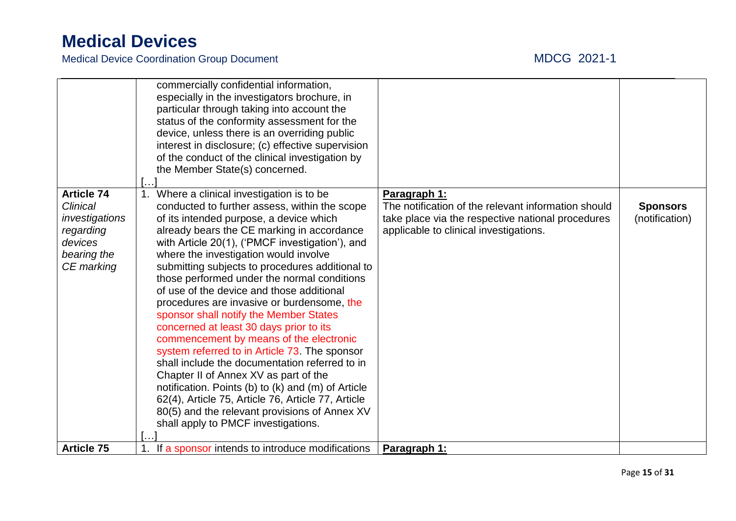| | | | |
|---|---|---|---|
| | commercially confidential information, especially in the investigators brochure, in particular through taking into account the status of the conformity assessment for the device, unless there is an overriding public interest in disclosure; (c) effective supervision of the conduct of the clinical investigation by the Member State(s) concerned. […] | | |
| **Article 74** *Clinical investigations regarding devices bearing the CE marking* | 1. Where a clinical investigation is to be conducted to further assess, within the scope of its intended purpose, a device which already bears the CE marking in accordance with Article 20(1), ('PMCF investigation'), and where the investigation would involve submitting subjects to procedures additional to those performed under the normal conditions of use of the device and those additional procedures are invasive or burdensome, the sponsor shall notify the Member States concerned at least 30 days prior to its commencement by means of the electronic system referred to in Article 73. The sponsor shall include the documentation referred to in Chapter II of Annex XV as part of the notification. Points (b) to (k) and (m) of Article 62(4), Article 75, Article 76, Article 77, Article 80(5) and the relevant provisions of Annex XV shall apply to PMCF investigations. […] | **Paragraph 1:** The notification of the relevant information should take place via the respective national procedures applicable to clinical investigations. | **Sponsors** (notification) |
| **Article 75** | 1. If a sponsor intends to introduce modifications | **Paragraph 1:** | |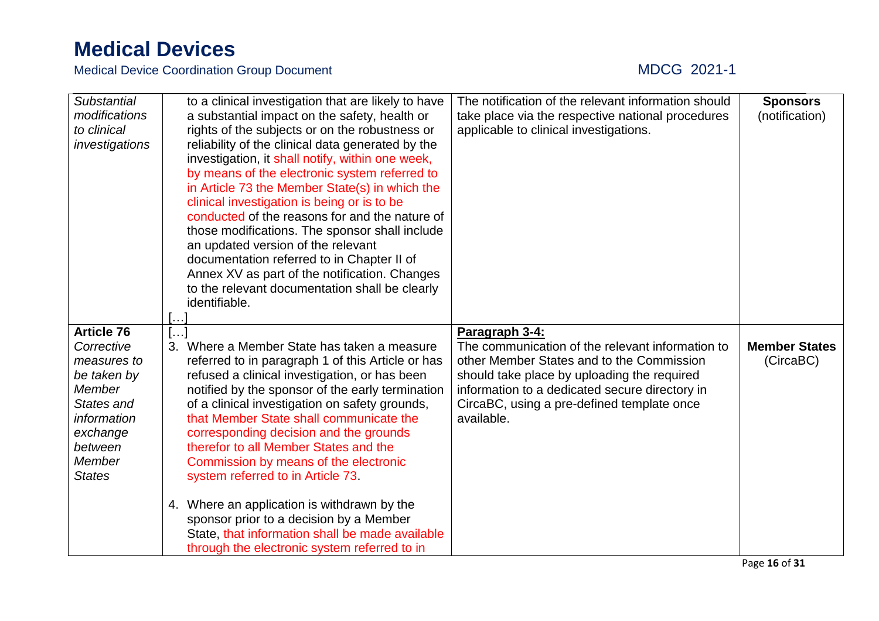| | | | |
|---|---|---|---|
| *Substantial modifications to clinical investigations* | to a clinical investigation that are likely to have a substantial impact on the safety, health or rights of the subjects or on the robustness or reliability of the clinical data generated by the investigation, it shall notify, within one week, by means of the electronic system referred to in Article 73 the Member State(s) in which the clinical investigation is being or is to be conducted of the reasons for and the nature of those modifications. The sponsor shall include an updated version of the relevant documentation referred to in Chapter II of Annex XV as part of the notification. Changes to the relevant documentation shall be clearly identifiable.<br>[…] | The notification of the relevant information should take place via the respective national procedures applicable to clinical investigations. | **Sponsors** (notification) |
| **Article 76** *Corrective measures to be taken by Member States and information exchange between Member States* | […]<br>3. Where a Member State has taken a measure referred to in paragraph 1 of this Article or has refused a clinical investigation, or has been notified by the sponsor of the early termination of a clinical investigation on safety grounds, that Member State shall communicate the corresponding decision and the grounds therefor to all Member States and the Commission by means of the electronic system referred to in Article 73.<br><br>4. Where an application is withdrawn by the sponsor prior to a decision by a Member State, that information shall be made available through the electronic system referred to in | **Paragraph 3-4:**<br>The communication of the relevant information to other Member States and to the Commission should take place by uploading the required information to a dedicated secure directory in CircaBC, using a pre-defined template once available. | **Member States** (CircaBC) |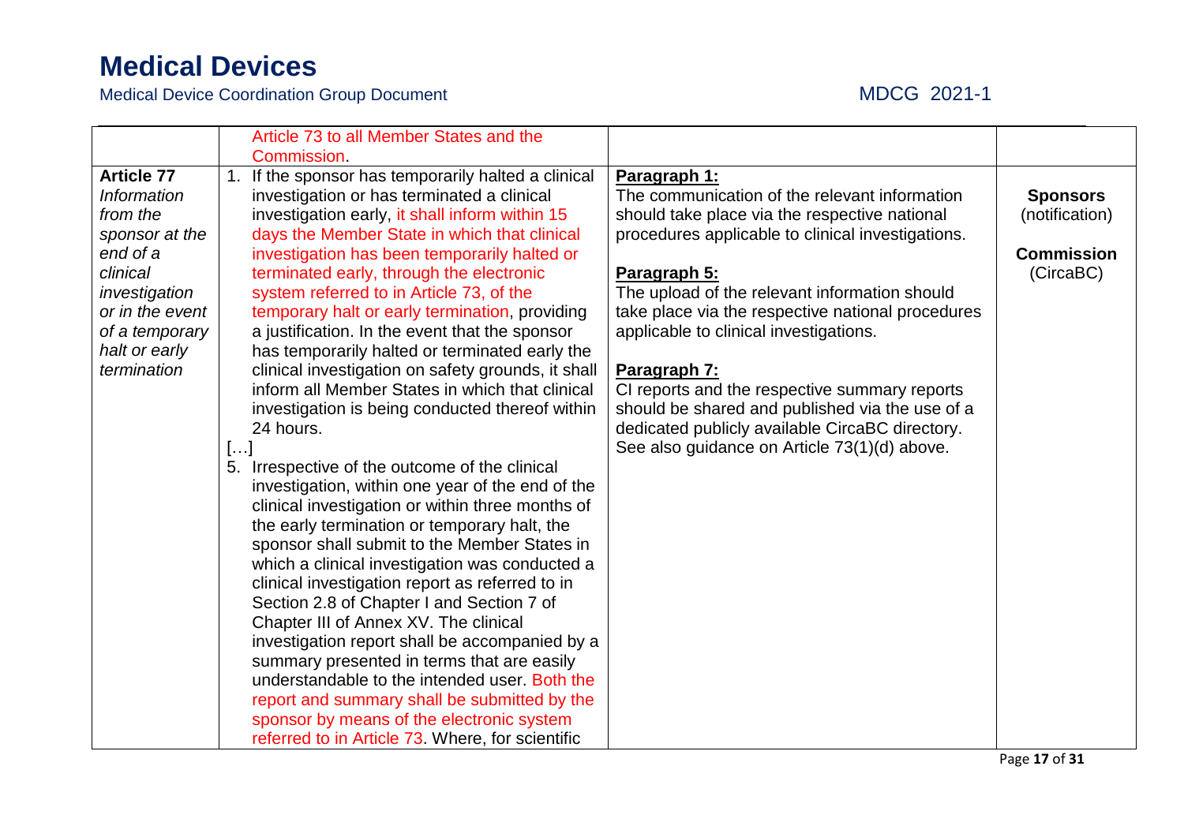| | | | |
|---|---|---|---|
| | Article 73 to all Member States and the Commission. | | |
| **Article 77** *Information from the sponsor at the end of a clinical investigation or in the event of a temporary halt or early termination* | 1. If the sponsor has temporarily halted a clinical investigation or has terminated a clinical investigation early, it shall inform within 15 days the Member State in which that clinical investigation has been temporarily halted or terminated early, through the electronic system referred to in Article 73, of the temporary halt or early termination, providing a justification. In the event that the sponsor has temporarily halted or terminated early the clinical investigation on safety grounds, it shall inform all Member States in which that clinical investigation is being conducted thereof within 24 hours. […] 5. Irrespective of the outcome of the clinical investigation, within one year of the end of the clinical investigation or within three months of the early termination or temporary halt, the sponsor shall submit to the Member States in which a clinical investigation was conducted a clinical investigation report as referred to in Section 2.8 of Chapter I and Section 7 of Chapter III of Annex XV. The clinical investigation report shall be accompanied by a summary presented in terms that are easily understandable to the intended user. Both the report and summary shall be submitted by the sponsor by means of the electronic system referred to in Article 73. Where, for scientific | **Paragraph 1:** The communication of the relevant information should take place via the respective national procedures applicable to clinical investigations. **Paragraph 5:** The upload of the relevant information should take place via the respective national procedures applicable to clinical investigations. **Paragraph 7:** CI reports and the respective summary reports should be shared and published via the use of a dedicated publicly available CircaBC directory. See also guidance on Article 73(1)(d) above. | **Sponsors** (notification) **Commission** (CircaBC) |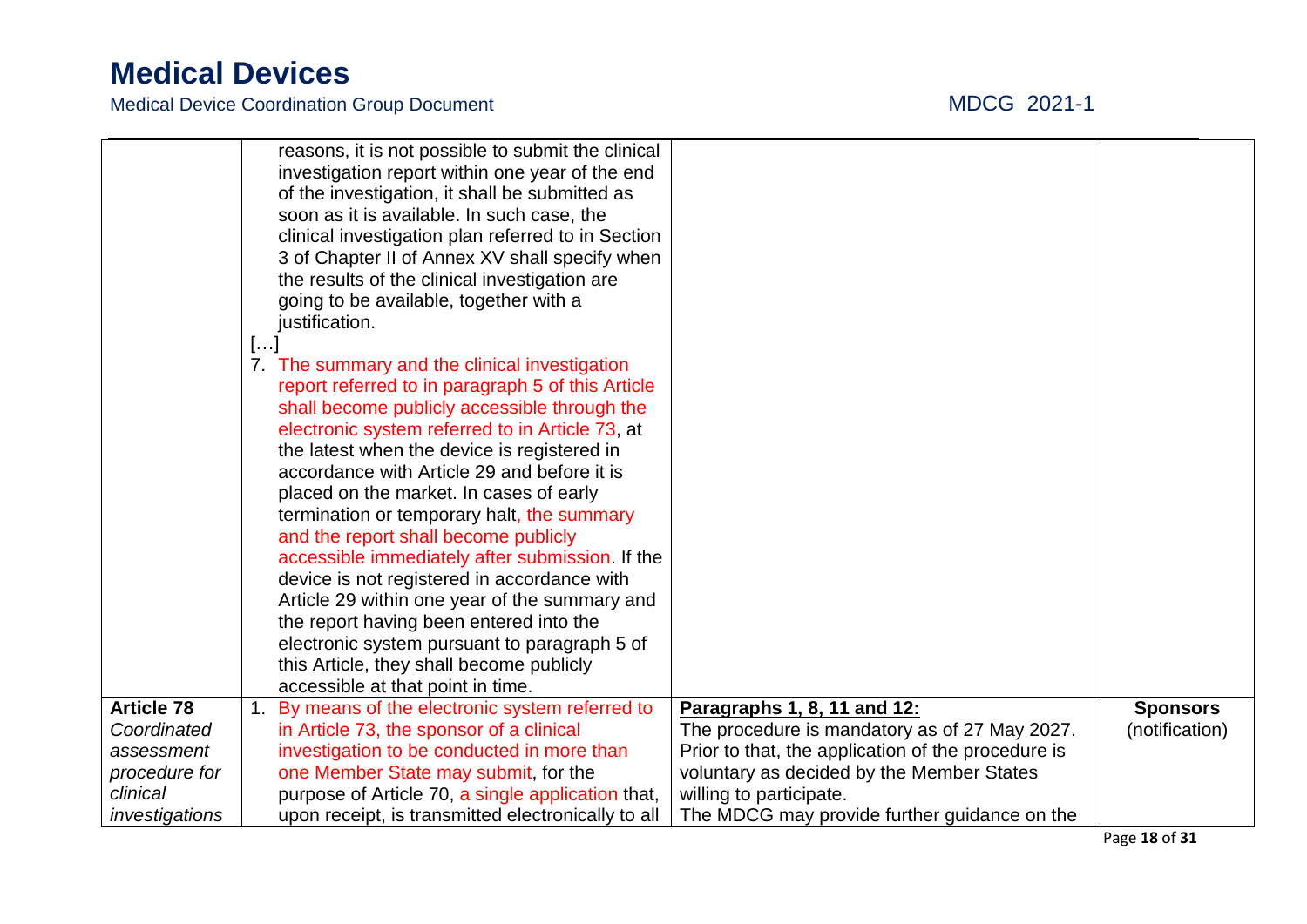| | | | |
|---|---|---|---|
| | reasons, it is not possible to submit the clinical investigation report within one year of the end of the investigation, it shall be submitted as soon as it is available. In such case, the clinical investigation plan referred to in Section 3 of Chapter II of Annex XV shall specify when the results of the clinical investigation are going to be available, together with a justification.<br>[…]<br>7. The summary and the clinical investigation report referred to in paragraph 5 of this Article shall become publicly accessible through the electronic system referred to in Article 73, at the latest when the device is registered in accordance with Article 29 and before it is placed on the market. In cases of early termination or temporary halt, the summary and the report shall become publicly accessible immediately after submission. If the device is not registered in accordance with Article 29 within one year of the summary and the report having been entered into the electronic system pursuant to paragraph 5 of this Article, they shall become publicly accessible at that point in time. | | |
| **Article 78**<br>*Coordinated assessment procedure for clinical investigations* | 1. By means of the electronic system referred to in Article 73, the sponsor of a clinical investigation to be conducted in more than one Member State may submit, for the purpose of Article 70, a single application that, upon receipt, is transmitted electronically to all | **Paragraphs 1, 8, 11 and 12:**<br>The procedure is mandatory as of 27 May 2027. Prior to that, the application of the procedure is voluntary as decided by the Member States willing to participate.<br>The MDCG may provide further guidance on the | **Sponsors**<br>(notification) |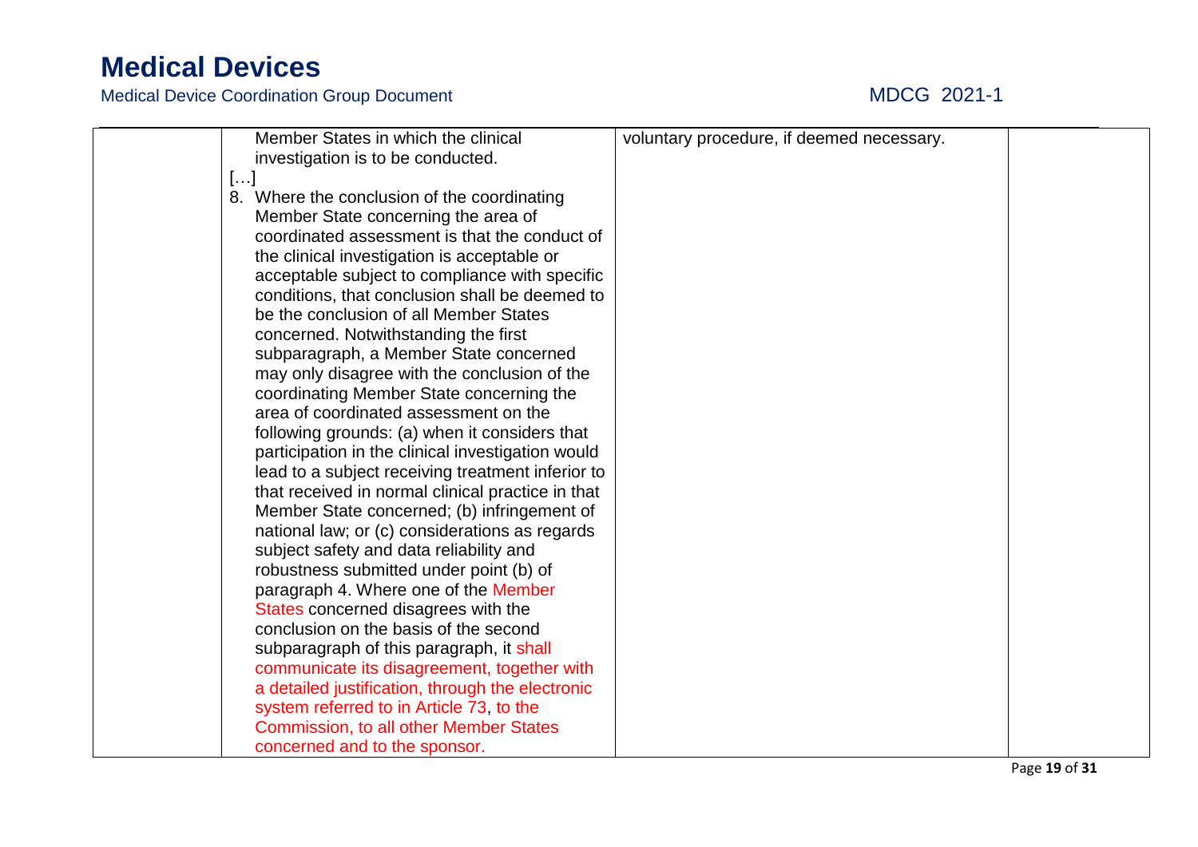| | | | |
|---|---|---|---|
| | Member States in which the clinical investigation is to be conducted.<br>[…]<br>8. Where the conclusion of the coordinating Member State concerning the area of coordinated assessment is that the conduct of the clinical investigation is acceptable or acceptable subject to compliance with specific conditions, that conclusion shall be deemed to be the conclusion of all Member States concerned. Notwithstanding the first subparagraph, a Member State concerned may only disagree with the conclusion of the coordinating Member State concerning the area of coordinated assessment on the following grounds: (a) when it considers that participation in the clinical investigation would lead to a subject receiving treatment inferior to that received in normal clinical practice in that Member State concerned; (b) infringement of national law; or (c) considerations as regards subject safety and data reliability and robustness submitted under point (b) of paragraph 4. Where one of the Member States concerned disagrees with the conclusion on the basis of the second subparagraph of this paragraph, it shall communicate its disagreement, together with a detailed justification, through the electronic system referred to in Article 73, to the Commission, to all other Member States concerned and to the sponsor. | voluntary procedure, if deemed necessary. | |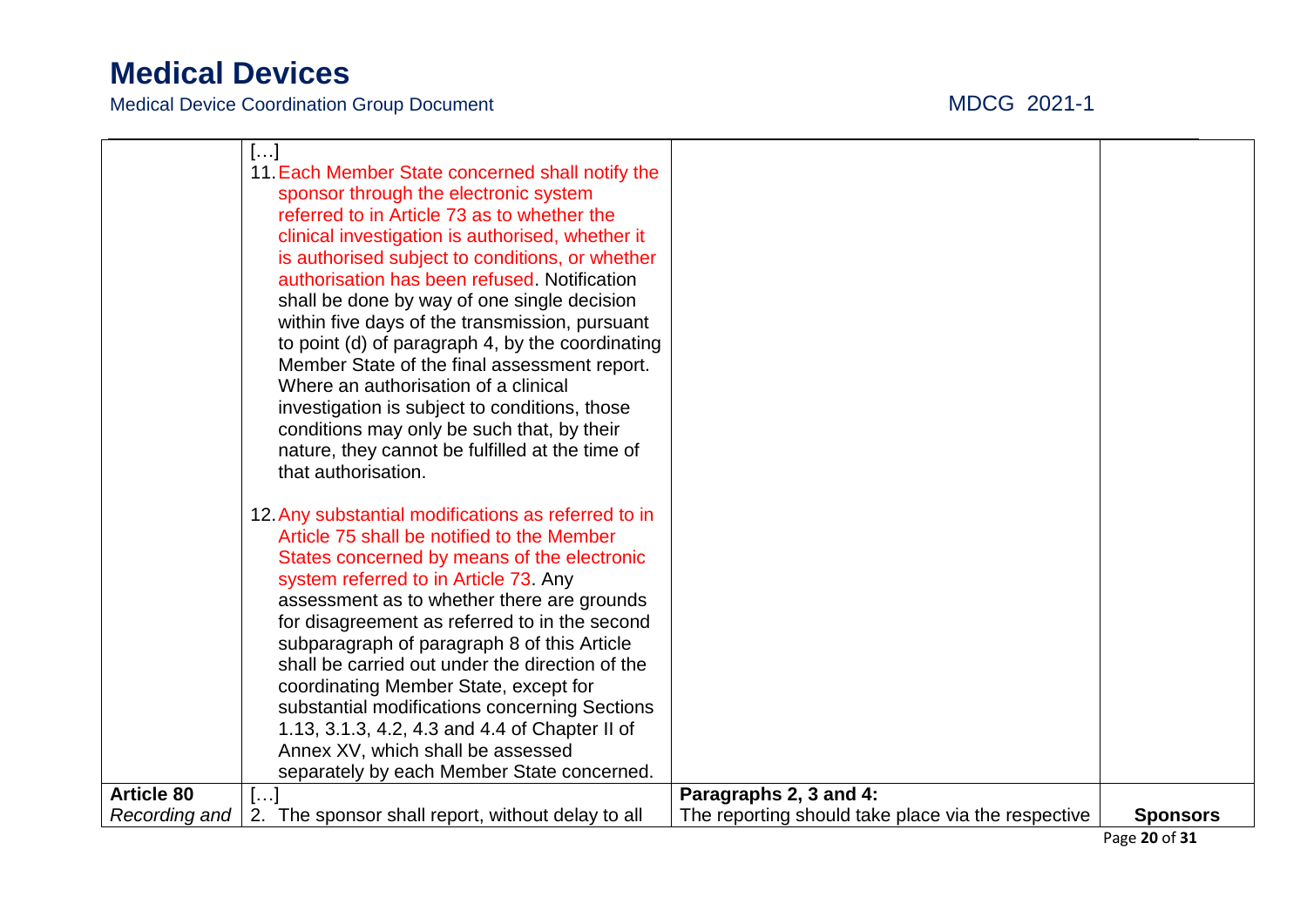| | | | |
|---|---|---|---|
| | […]<br>11. Each Member State concerned shall notify the sponsor through the electronic system referred to in Article 73 as to whether the clinical investigation is authorised, whether it is authorised subject to conditions, or whether authorisation has been refused. Notification shall be done by way of one single decision within five days of the transmission, pursuant to point (d) of paragraph 4, by the coordinating Member State of the final assessment report. Where an authorisation of a clinical investigation is subject to conditions, those conditions may only be such that, by their nature, they cannot be fulfilled at the time of that authorisation.<br><br>12. Any substantial modifications as referred to in Article 75 shall be notified to the Member States concerned by means of the electronic system referred to in Article 73. Any assessment as to whether there are grounds for disagreement as referred to in the second subparagraph of paragraph 8 of this Article shall be carried out under the direction of the coordinating Member State, except for substantial modifications concerning Sections 1.13, 3.1.3, 4.2, 4.3 and 4.4 of Chapter II of Annex XV, which shall be assessed separately by each Member State concerned. | | |
| **Article 80**<br>*Recording and* | […]<br>2. The sponsor shall report, without delay to all | **Paragraphs 2, 3 and 4:**<br>The reporting should take place via the respective | **Sponsors** |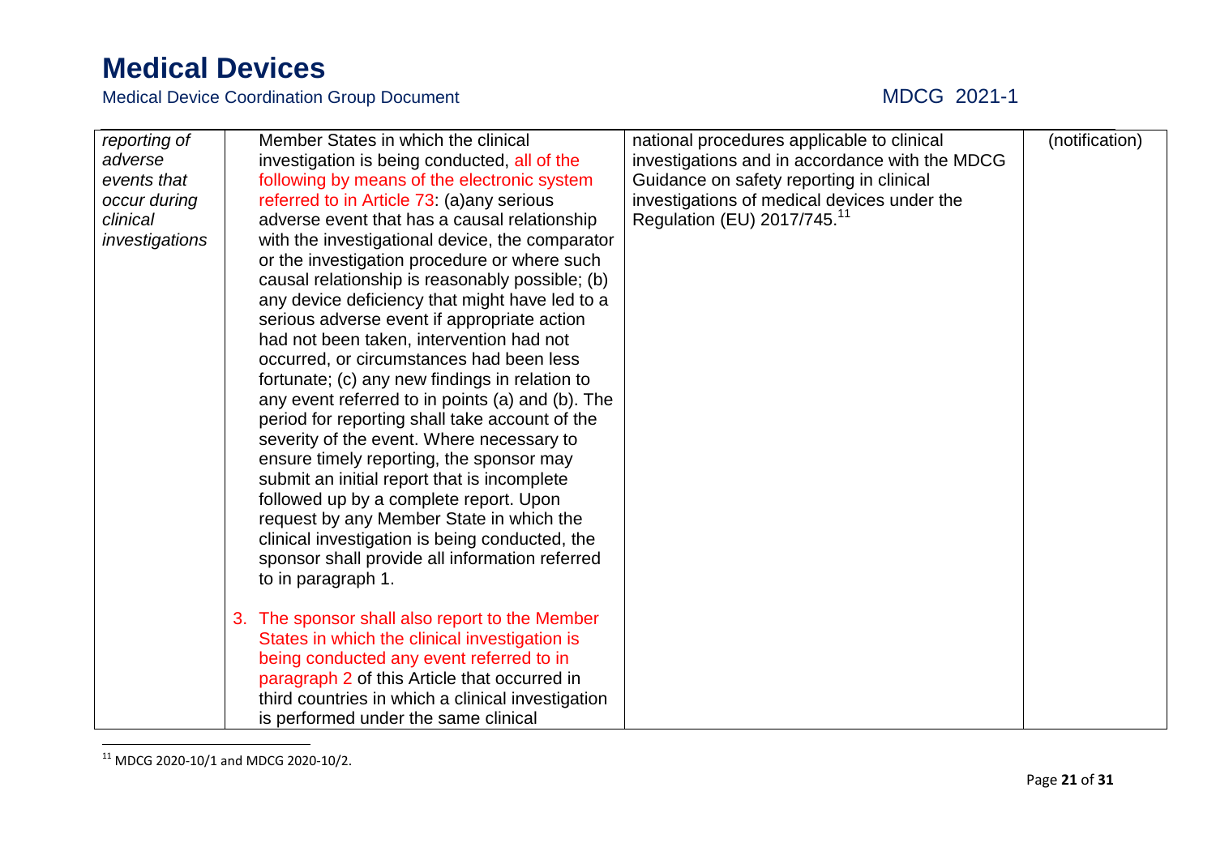| | | | |
|---|---|---|---|
| *reporting of adverse events that occur during clinical investigations* | Member States in which the clinical investigation is being conducted, all of the following by means of the electronic system referred to in Article 73: (a)any serious adverse event that has a causal relationship with the investigational device, the comparator or the investigation procedure or where such causal relationship is reasonably possible; (b) any device deficiency that might have led to a serious adverse event if appropriate action had not been taken, intervention had not occurred, or circumstances had been less fortunate; (c) any new findings in relation to any event referred to in points (a) and (b). The period for reporting shall take account of the severity of the event. Where necessary to ensure timely reporting, the sponsor may submit an initial report that is incomplete followed up by a complete report. Upon request by any Member State in which the clinical investigation is being conducted, the sponsor shall provide all information referred to in paragraph 1.<br><br>3. The sponsor shall also report to the Member States in which the clinical investigation is being conducted any event referred to in paragraph 2 of this Article that occurred in third countries in which a clinical investigation is performed under the same clinical | national procedures applicable to clinical investigations and in accordance with the MDCG Guidance on safety reporting in clinical investigations of medical devices under the Regulation (EU) 2017/745.[11] | (notification) |

[11] MDCG 2020-10/1 and MDCG 2020-10/2.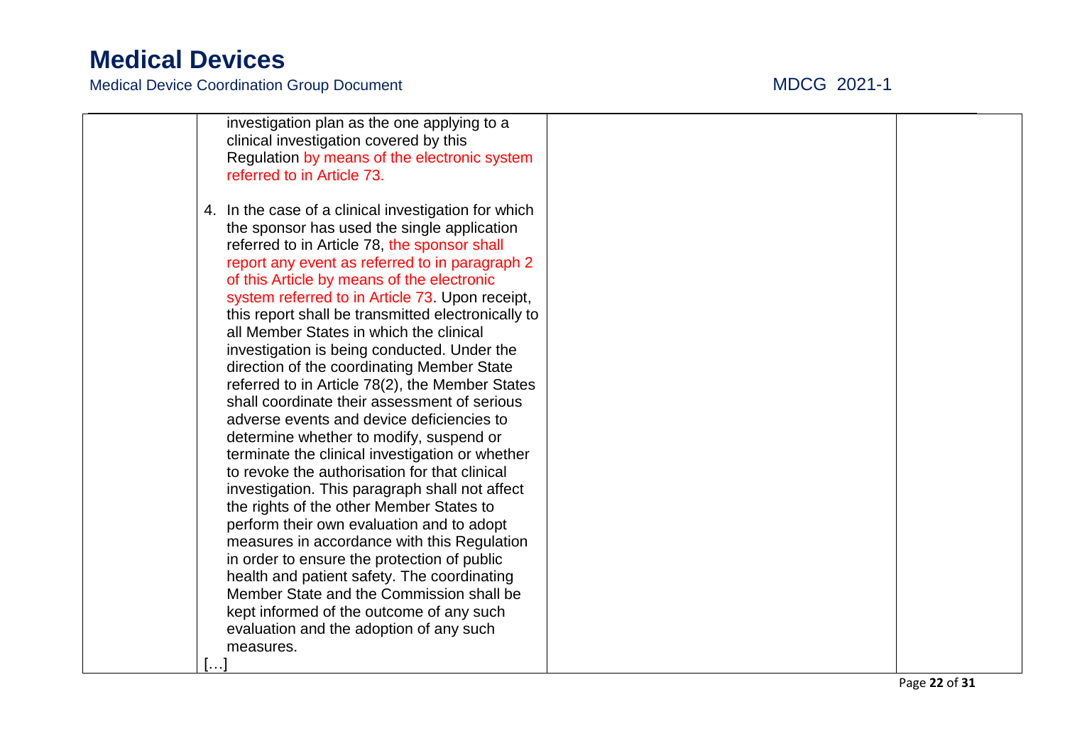| | investigation plan as the one applying to a clinical investigation covered by this Regulation by means of the electronic system referred to in Article 73.<br><br>4. In the case of a clinical investigation for which the sponsor has used the single application referred to in Article 78, the sponsor shall report any event as referred to in paragraph 2 of this Article by means of the electronic system referred to in Article 73. Upon receipt, this report shall be transmitted electronically to all Member States in which the clinical investigation is being conducted. Under the direction of the coordinating Member State referred to in Article 78(2), the Member States shall coordinate their assessment of serious adverse events and device deficiencies to determine whether to modify, suspend or terminate the clinical investigation or whether to revoke the authorisation for that clinical investigation. This paragraph shall not affect the rights of the other Member States to perform their own evaluation and to adopt measures in accordance with this Regulation in order to ensure the protection of public health and patient safety. The coordinating Member State and the Commission shall be kept informed of the outcome of any such evaluation and the adoption of any such measures.<br>[…] | | |
|---|---|---|---|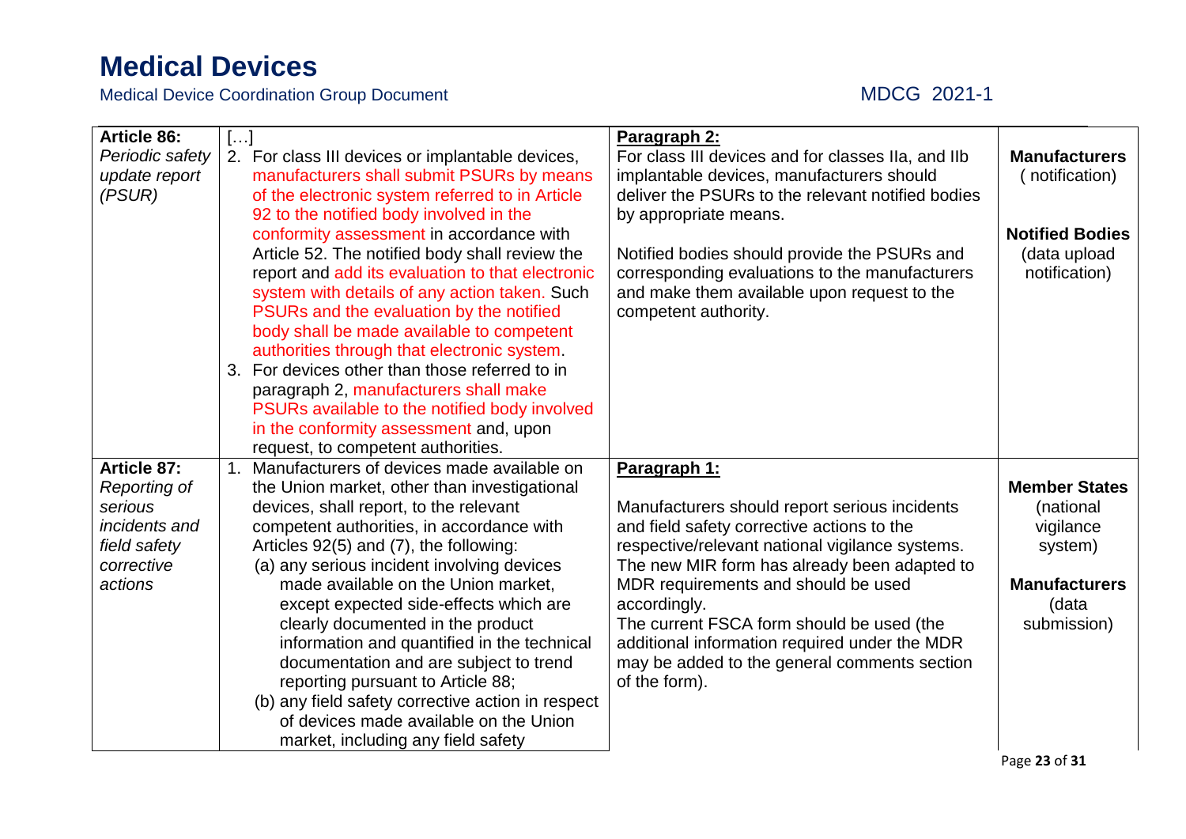| Article 86: *Periodic safety update report (PSUR)* | […]<br>2. For class III devices or implantable devices, manufacturers shall submit PSURs by means of the electronic system referred to in Article 92 to the notified body involved in the conformity assessment in accordance with Article 52. The notified body shall review the report and add its evaluation to that electronic system with details of any action taken. Such PSURs and the evaluation by the notified body shall be made available to competent authorities through that electronic system.<br>3. For devices other than those referred to in paragraph 2, manufacturers shall make PSURs available to the notified body involved in the conformity assessment and, upon request, to competent authorities. | **Paragraph 2:**<br>For class III devices and for classes IIa, and IIb implantable devices, manufacturers should deliver the PSURs to the relevant notified bodies by appropriate means.<br><br>Notified bodies should provide the PSURs and corresponding evaluations to the manufacturers and make them available upon request to the competent authority. | **Manufacturers** ( notification)<br><br>**Notified Bodies** (data upload notification) |
|---|---|---|---|
| **Article 87:** *Reporting of serious incidents and field safety corrective actions* | 1. Manufacturers of devices made available on the Union market, other than investigational devices, shall report, to the relevant competent authorities, in accordance with Articles 92(5) and (7), the following:<br>(a) any serious incident involving devices made available on the Union market, except expected side-effects which are clearly documented in the product information and quantified in the technical documentation and are subject to trend reporting pursuant to Article 88;<br>(b) any field safety corrective action in respect of devices made available on the Union market, including any field safety | **Paragraph 1:**<br><br>Manufacturers should report serious incidents and field safety corrective actions to the respective/relevant national vigilance systems. The new MIR form has already been adapted to MDR requirements and should be used accordingly.<br>The current FSCA form should be used (the additional information required under the MDR may be added to the general comments section of the form). | **Member States** (national vigilance system)<br><br>**Manufacturers** (data submission) |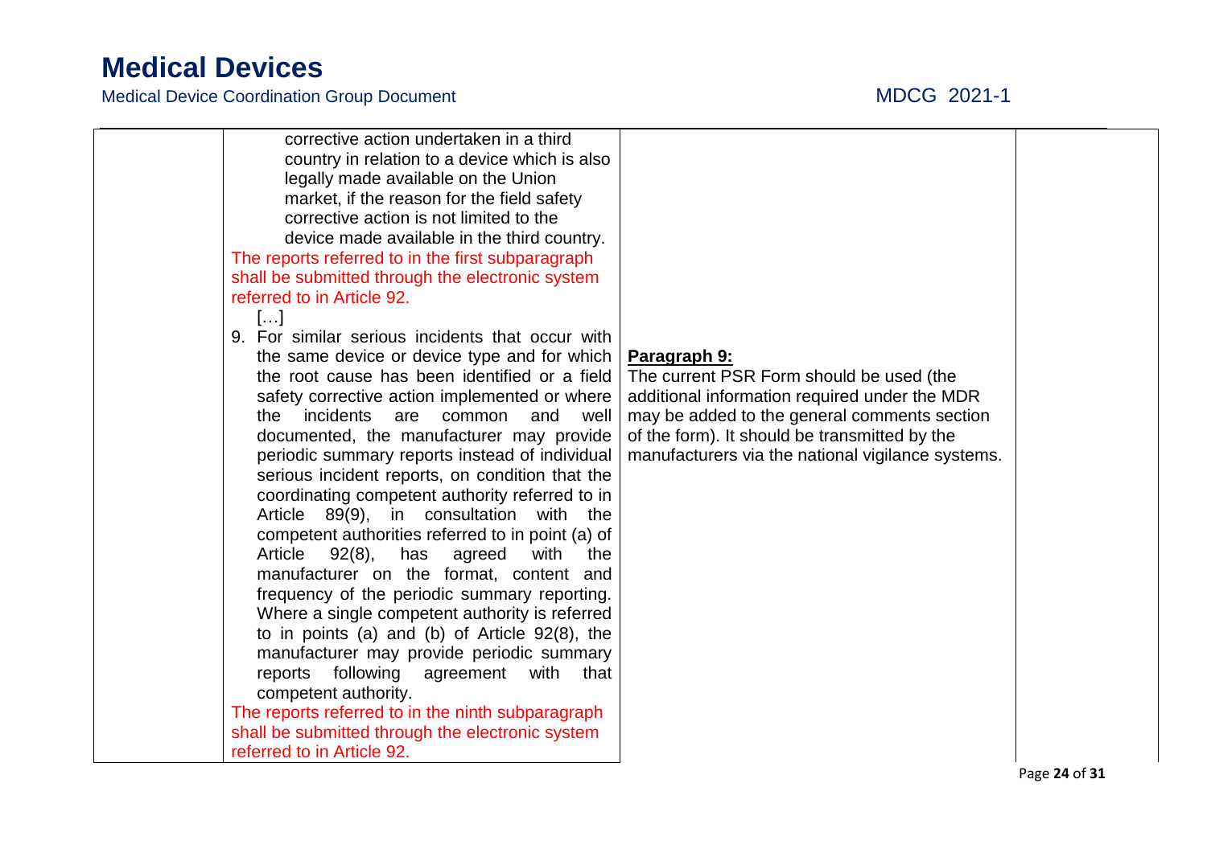| | | | |
|---|---|---|---|
| | corrective action undertaken in a third country in relation to a device which is also legally made available on the Union market, if the reason for the field safety corrective action is not limited to the device made available in the third country.<br>The reports referred to in the first subparagraph shall be submitted through the electronic system referred to in Article 92.<br>[…]<br>9. For similar serious incidents that occur with the same device or device type and for which the root cause has been identified or a field safety corrective action implemented or where the incidents are common and well documented, the manufacturer may provide periodic summary reports instead of individual serious incident reports, on condition that the coordinating competent authority referred to in Article 89(9), in consultation with the competent authorities referred to in point (a) of Article 92(8), has agreed with the manufacturer on the format, content and frequency of the periodic summary reporting. Where a single competent authority is referred to in points (a) and (b) of Article 92(8), the manufacturer may provide periodic summary reports following agreement with that competent authority.<br>The reports referred to in the ninth subparagraph shall be submitted through the electronic system referred to in Article 92. | **Paragraph 9:**<br>The current PSR Form should be used (the additional information required under the MDR may be added to the general comments section of the form). It should be transmitted by the manufacturers via the national vigilance systems. | |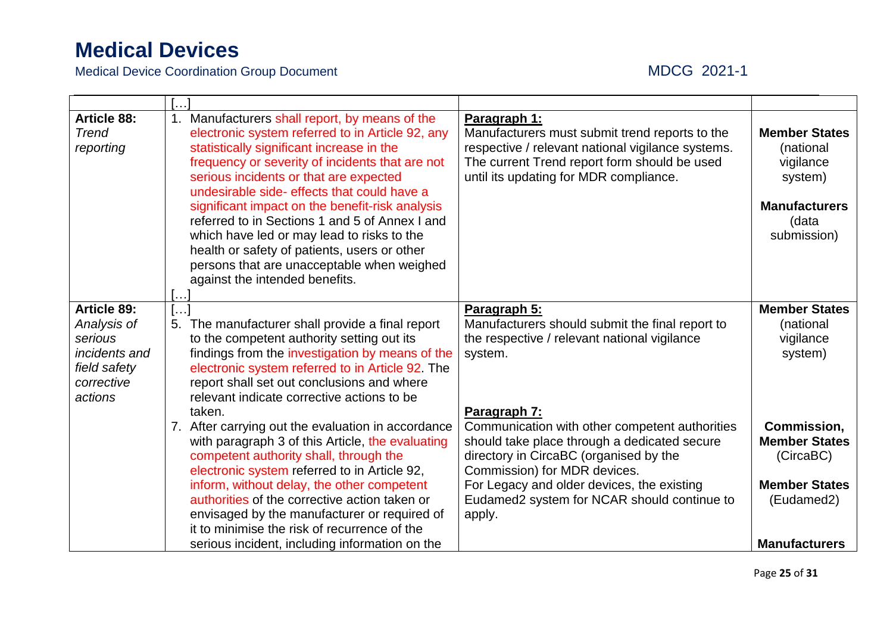| | […] | | |
|---|---|---|---|
| **Article 88:** *Trend reporting* | 1. Manufacturers shall report, by means of the electronic system referred to in Article 92, any statistically significant increase in the frequency or severity of incidents that are not serious incidents or that are expected undesirable side- effects that could have a significant impact on the benefit-risk analysis referred to in Sections 1 and 5 of Annex I and which have led or may lead to risks to the health or safety of patients, users or other persons that are unacceptable when weighed against the intended benefits.<br>[…] | **Paragraph 1:**<br>Manufacturers must submit trend reports to the respective / relevant national vigilance systems. The current Trend report form should be used until its updating for MDR compliance. | **Member States** (national vigilance system)<br><br>**Manufacturers** (data submission) |
| **Article 89:** *Analysis of serious incidents and field safety corrective actions* | […]<br>5. The manufacturer shall provide a final report to the competent authority setting out its findings from the investigation by means of the electronic system referred to in Article 92. The report shall set out conclusions and where relevant indicate corrective actions to be taken.<br>7. After carrying out the evaluation in accordance with paragraph 3 of this Article, the evaluating competent authority shall, through the electronic system referred to in Article 92, inform, without delay, the other competent authorities of the corrective action taken or envisaged by the manufacturer or required of it to minimise the risk of recurrence of the serious incident, including information on the | **Paragraph 5:**<br>Manufacturers should submit the final report to the respective / relevant national vigilance system.<br><br>**Paragraph 7:**<br>Communication with other competent authorities should take place through a dedicated secure directory in CircaBC (organised by the Commission) for MDR devices.<br>For Legacy and older devices, the existing Eudamed2 system for NCAR should continue to apply. | **Member States** (national vigilance system)<br><br>**Commission, Member States** (CircaBC)<br><br>**Member States** (Eudamed2)<br><br>**Manufacturers** |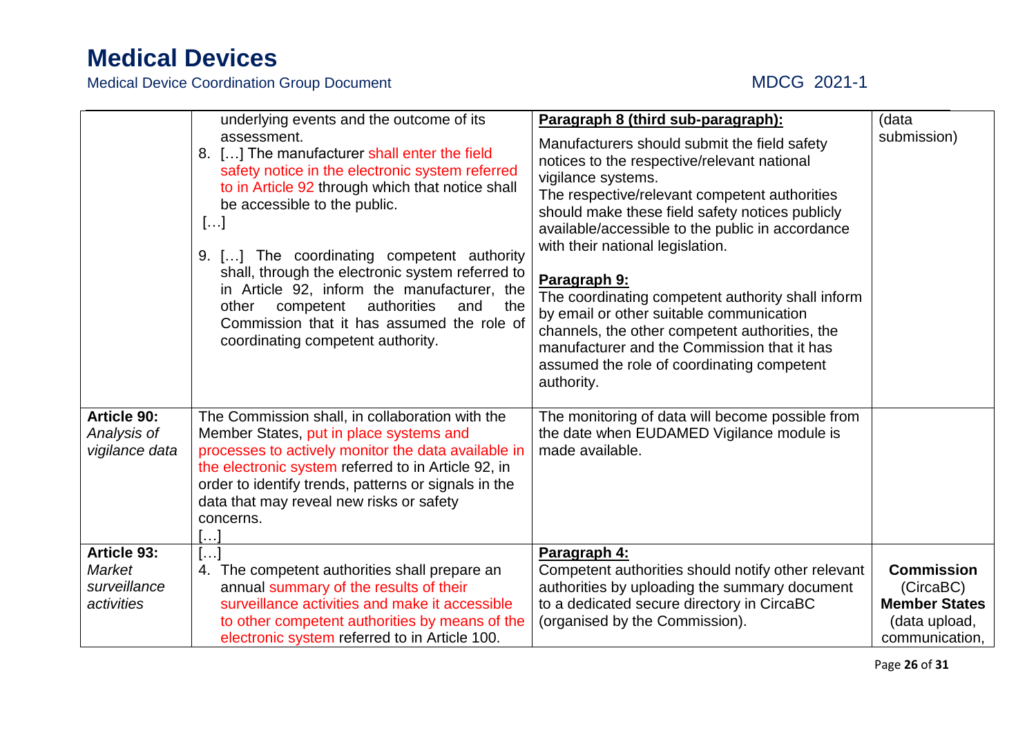| | | | |
|---|---|---|---|
| | underlying events and the outcome of its assessment.<br>8. […] The manufacturer shall enter the field safety notice in the electronic system referred to in Article 92 through which that notice shall be accessible to the public.<br>[…]<br>9. […] The coordinating competent authority shall, through the electronic system referred to in Article 92, inform the manufacturer, the other competent authorities and the Commission that it has assumed the role of coordinating competent authority. | **Paragraph 8 (third sub-paragraph):**<br>Manufacturers should submit the field safety notices to the respective/relevant national vigilance systems.<br>The respective/relevant competent authorities should make these field safety notices publicly available/accessible to the public in accordance with their national legislation.<br>**Paragraph 9:**<br>The coordinating competent authority shall inform by email or other suitable communication channels, the other competent authorities, the manufacturer and the Commission that it has assumed the role of coordinating competent authority. | (data submission) |
| **Article 90:** *Analysis of vigilance data* | The Commission shall, in collaboration with the Member States, put in place systems and processes to actively monitor the data available in the electronic system referred to in Article 92, in order to identify trends, patterns or signals in the data that may reveal new risks or safety concerns.<br>[…] | The monitoring of data will become possible from the date when EUDAMED Vigilance module is made available. | |
| **Article 93:** *Market surveillance activities* | […]<br>4. The competent authorities shall prepare an annual summary of the results of their surveillance activities and make it accessible to other competent authorities by means of the electronic system referred to in Article 100. | **Paragraph 4:**<br>Competent authorities should notify other relevant authorities by uploading the summary document to a dedicated secure directory in CircaBC (organised by the Commission). | **Commission** (CircaBC)<br>**Member States** (data upload, communication, |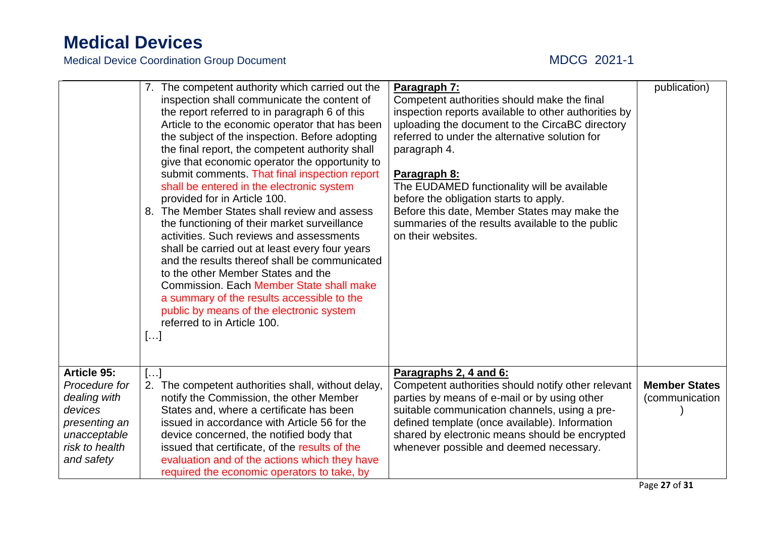| | | | |
|---|---|---|---|
| | 7. The competent authority which carried out the inspection shall communicate the content of the report referred to in paragraph 6 of this Article to the economic operator that has been the subject of the inspection. Before adopting the final report, the competent authority shall give that economic operator the opportunity to submit comments. That final inspection report shall be entered in the electronic system provided for in Article 100.<br>8. The Member States shall review and assess the functioning of their market surveillance activities. Such reviews and assessments shall be carried out at least every four years and the results thereof shall be communicated to the other Member States and the Commission. Each Member State shall make a summary of the results accessible to the public by means of the electronic system referred to in Article 100.<br>[…] | **Paragraph 7:**<br>Competent authorities should make the final inspection reports available to other authorities by uploading the document to the CircaBC directory referred to under the alternative solution for paragraph 4.<br><br>**Paragraph 8:**<br>The EUDAMED functionality will be available before the obligation starts to apply.<br>Before this date, Member States may make the summaries of the results available to the public on their websites. | publication) |
| **Article 95:** *Procedure for dealing with devices presenting an unacceptable risk to health and safety* | […]<br>2. The competent authorities shall, without delay, notify the Commission, the other Member States and, where a certificate has been issued in accordance with Article 56 for the device concerned, the notified body that issued that certificate, of the results of the evaluation and of the actions which they have required the economic operators to take, by | **Paragraphs 2, 4 and 6:**<br>Competent authorities should notify other relevant parties by means of e-mail or by using other suitable communication channels, using a pre-defined template (once available). Information shared by electronic means should be encrypted whenever possible and deemed necessary. | **Member States** (communication) |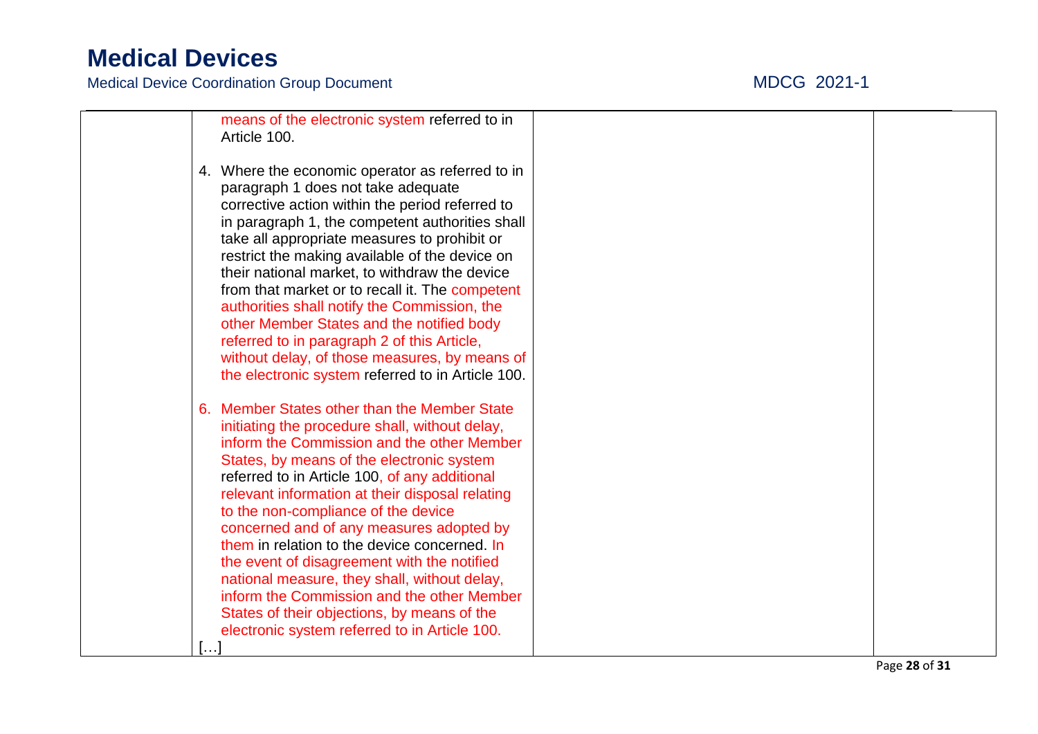| | means of the electronic system referred to in Article 100.<br><br>4. Where the economic operator as referred to in paragraph 1 does not take adequate corrective action within the period referred to in paragraph 1, the competent authorities shall take all appropriate measures to prohibit or restrict the making available of the device on their national market, to withdraw the device from that market or to recall it. The competent authorities shall notify the Commission, the other Member States and the notified body referred to in paragraph 2 of this Article, without delay, of those measures, by means of the electronic system referred to in Article 100.<br><br>6. Member States other than the Member State initiating the procedure shall, without delay, inform the Commission and the other Member States, by means of the electronic system referred to in Article 100, of any additional relevant information at their disposal relating to the non-compliance of the device concerned and of any measures adopted by them in relation to the device concerned. In the event of disagreement with the notified national measure, they shall, without delay, inform the Commission and the other Member States of their objections, by means of the electronic system referred to in Article 100.<br>[…] | | |
|---|---|---|---|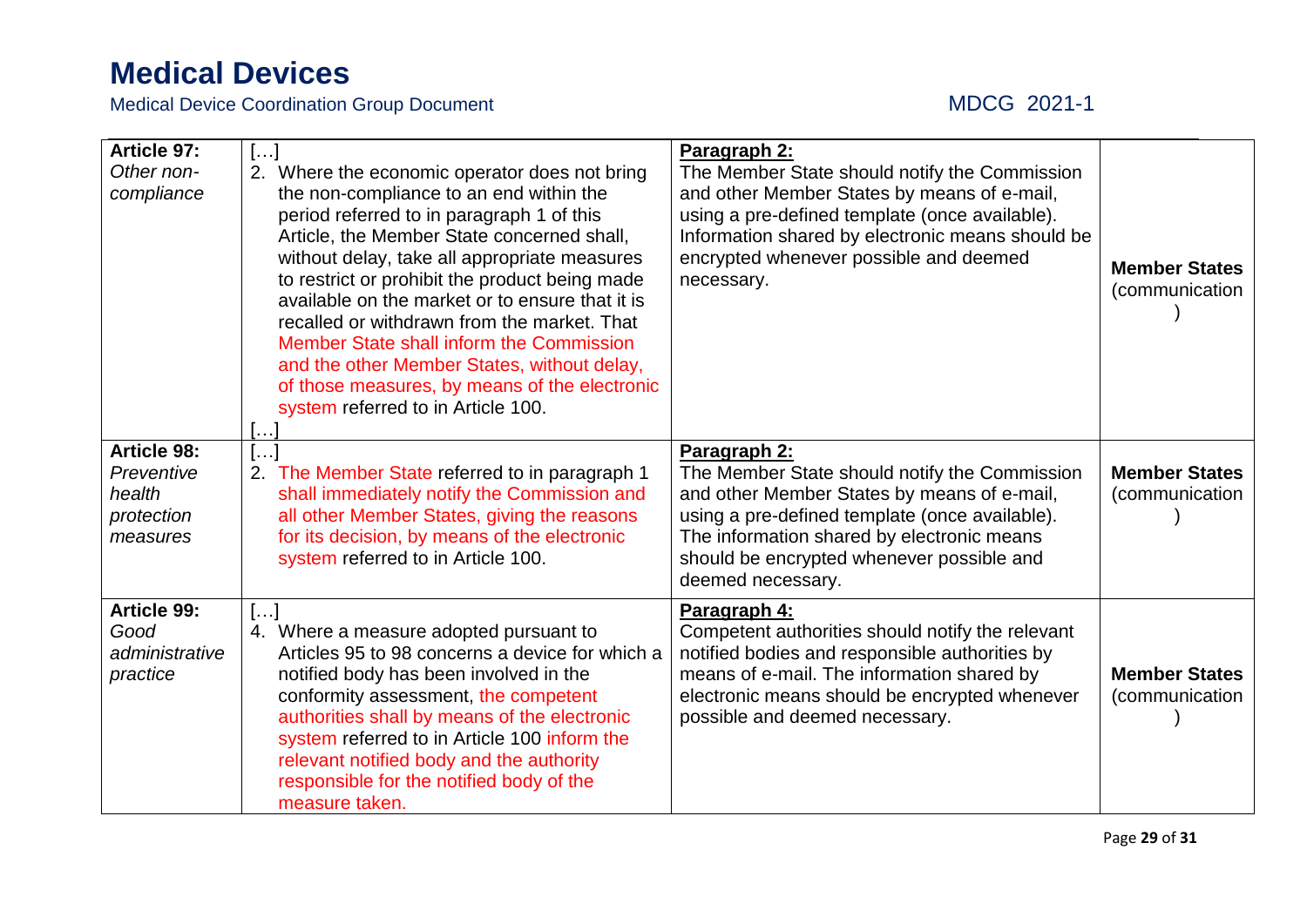| Article 97: *Other non-compliance* | […] 2. Where the economic operator does not bring the non-compliance to an end within the period referred to in paragraph 1 of this Article, the Member State concerned shall, without delay, take all appropriate measures to restrict or prohibit the product being made available on the market or to ensure that it is recalled or withdrawn from the market. That Member State shall inform the Commission and the other Member States, without delay, of those measures, by means of the electronic system referred to in Article 100. […] | **Paragraph 2:** The Member State should notify the Commission and other Member States by means of e-mail, using a pre-defined template (once available). Information shared by electronic means should be encrypted whenever possible and deemed necessary. | **Member States** (communication) |
|---|---|---|---|
| **Article 98:** *Preventive health protection measures* | […] 2. The Member State referred to in paragraph 1 shall immediately notify the Commission and all other Member States, giving the reasons for its decision, by means of the electronic system referred to in Article 100. | **Paragraph 2:** The Member State should notify the Commission and other Member States by means of e-mail, using a pre-defined template (once available). The information shared by electronic means should be encrypted whenever possible and deemed necessary. | **Member States** (communication) |
| **Article 99:** *Good administrative practice* | […] 4. Where a measure adopted pursuant to Articles 95 to 98 concerns a device for which a notified body has been involved in the conformity assessment, the competent authorities shall by means of the electronic system referred to in Article 100 inform the relevant notified body and the authority responsible for the notified body of the measure taken. | **Paragraph 4:** Competent authorities should notify the relevant notified bodies and responsible authorities by means of e-mail. The information shared by electronic means should be encrypted whenever possible and deemed necessary. | **Member States** (communication) |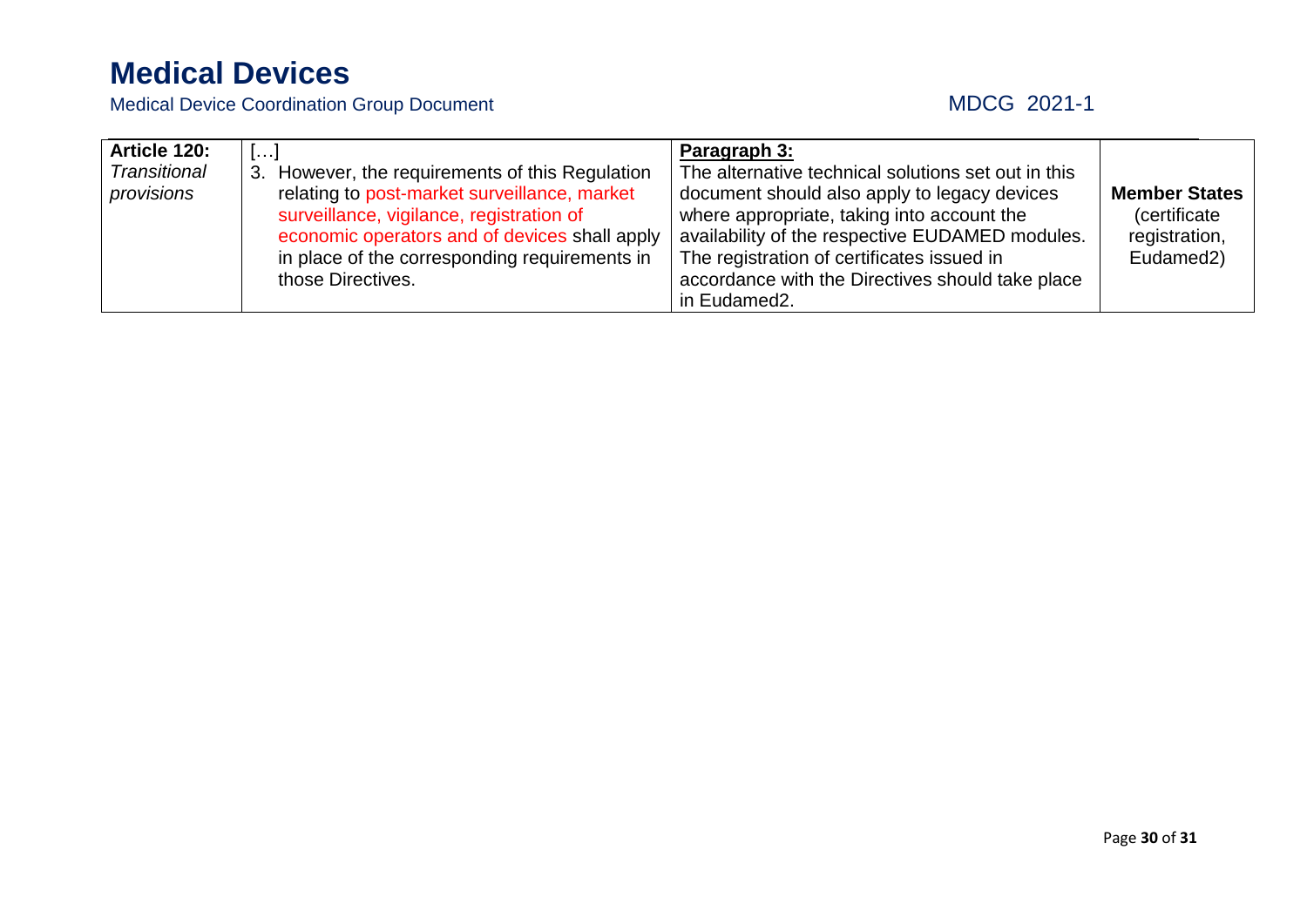| | | | |
|---|---|---|---|
| **Article 120:** *Transitional provisions* | […]<br>3. However, the requirements of this Regulation relating to post-market surveillance, market surveillance, vigilance, registration of economic operators and of devices shall apply in place of the corresponding requirements in those Directives. | **Paragraph 3:**<br>The alternative technical solutions set out in this document should also apply to legacy devices where appropriate, taking into account the availability of the respective EUDAMED modules. The registration of certificates issued in accordance with the Directives should take place in Eudamed2. | **Member States** (certificate registration, Eudamed2) |